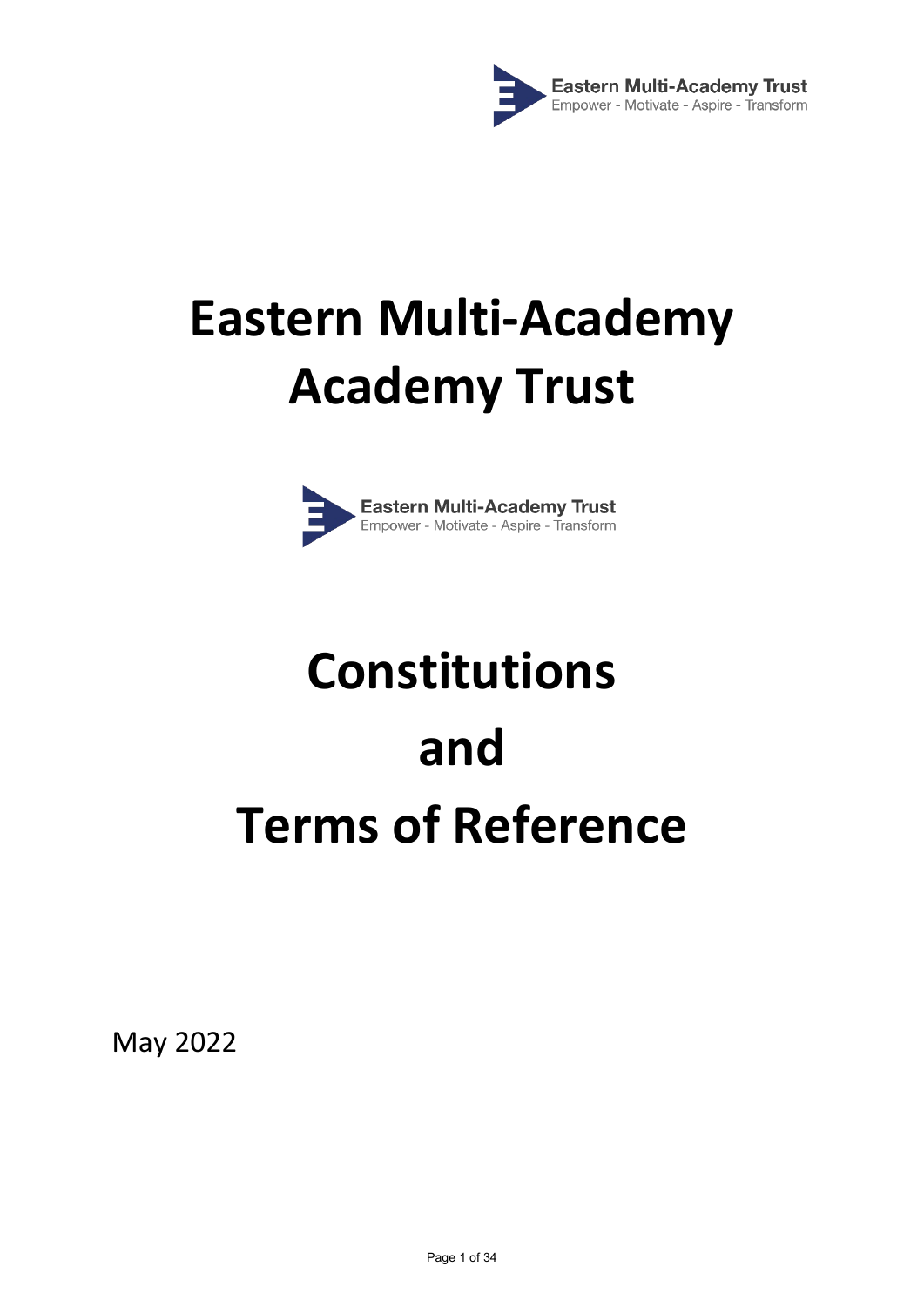# Eastern Multi-Academy Academy Trust

Eastern Multi-Academy Trust
Empower - Motivate - Aspire - Transform

# Constitutions

# and

# Terms of Reference

May 2022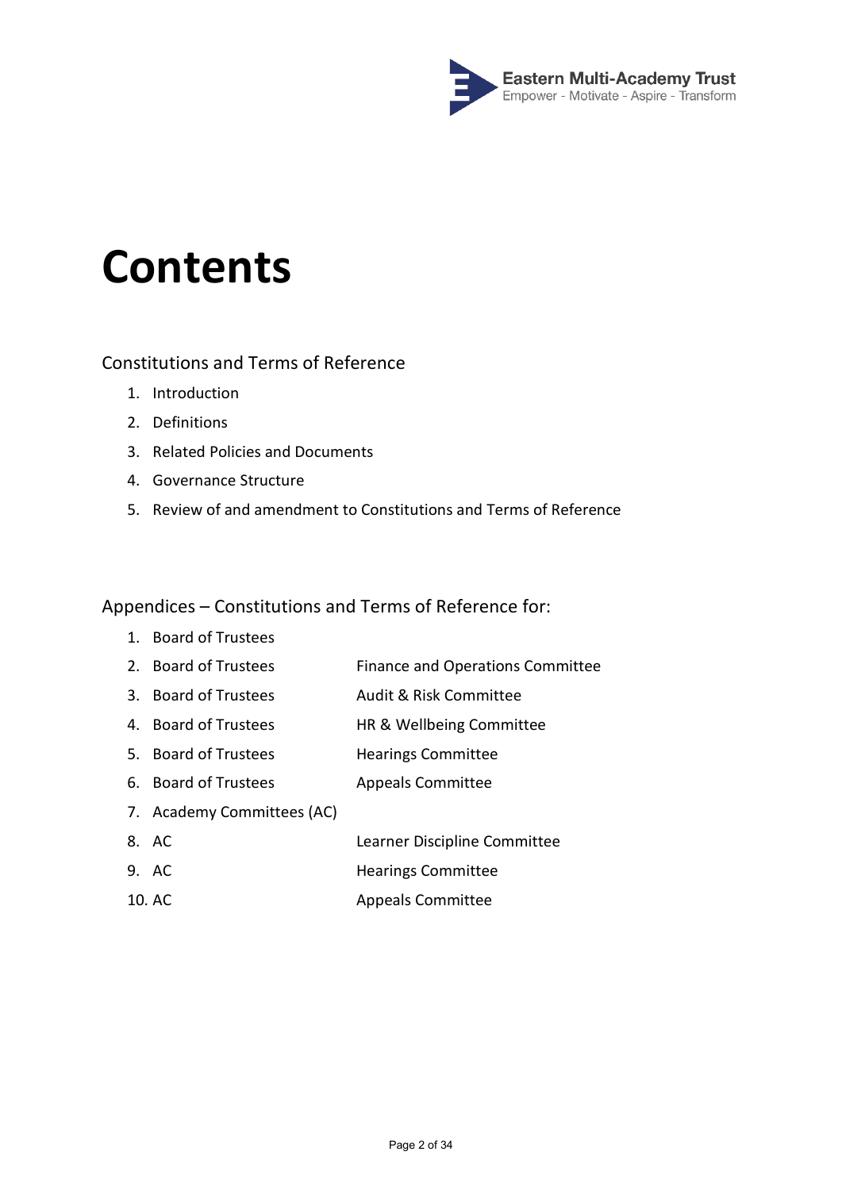# Contents

## Constitutions and Terms of Reference

1. Introduction
2. Definitions
3. Related Policies and Documents
4. Governance Structure
5. Review of and amendment to Constitutions and Terms of Reference

## Appendices – Constitutions and Terms of Reference for:

| | | |
|---|---|---|
| 1. | Board of Trustees | |
| 2. | Board of Trustees | Finance and Operations Committee |
| 3. | Board of Trustees | Audit & Risk Committee |
| 4. | Board of Trustees | HR & Wellbeing Committee |
| 5. | Board of Trustees | Hearings Committee |
| 6. | Board of Trustees | Appeals Committee |
| 7. | Academy Committees (AC) | |
| 8. | AC | Learner Discipline Committee |
| 9. | AC | Hearings Committee |
| 10. | AC | Appeals Committee |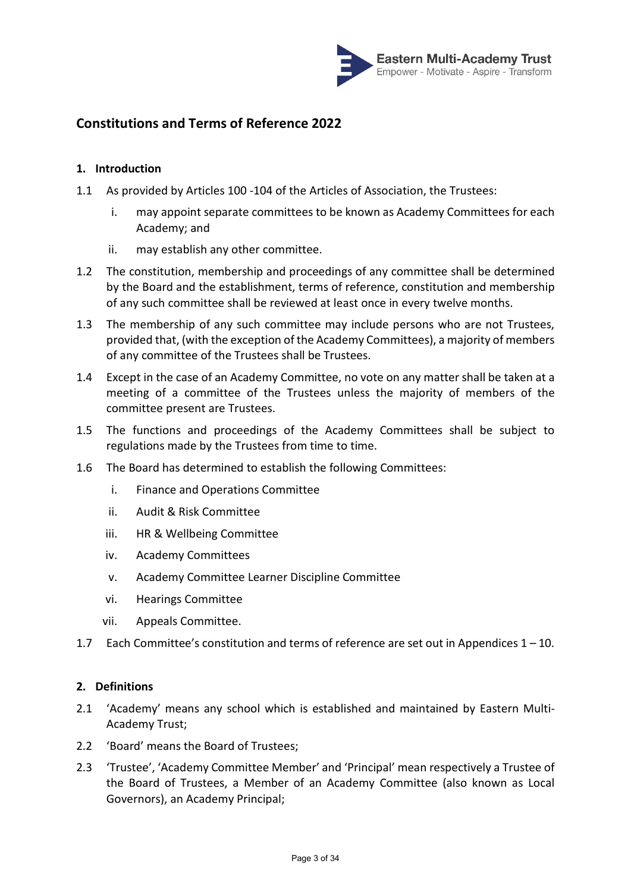# Constitutions and Terms of Reference 2022

## 1. Introduction

1.1 As provided by Articles 100 -104 of the Articles of Association, the Trustees:

i. may appoint separate committees to be known as Academy Committees for each Academy; and

ii. may establish any other committee.

1.2 The constitution, membership and proceedings of any committee shall be determined by the Board and the establishment, terms of reference, constitution and membership of any such committee shall be reviewed at least once in every twelve months.

1.3 The membership of any such committee may include persons who are not Trustees, provided that, (with the exception of the Academy Committees), a majority of members of any committee of the Trustees shall be Trustees.

1.4 Except in the case of an Academy Committee, no vote on any matter shall be taken at a meeting of a committee of the Trustees unless the majority of members of the committee present are Trustees.

1.5 The functions and proceedings of the Academy Committees shall be subject to regulations made by the Trustees from time to time.

1.6 The Board has determined to establish the following Committees:

i. Finance and Operations Committee

ii. Audit & Risk Committee

iii. HR & Wellbeing Committee

iv. Academy Committees

v. Academy Committee Learner Discipline Committee

vi. Hearings Committee

vii. Appeals Committee.

1.7 Each Committee's constitution and terms of reference are set out in Appendices 1 – 10.

## 2. Definitions

2.1 'Academy' means any school which is established and maintained by Eastern Multi-Academy Trust;

2.2 'Board' means the Board of Trustees;

2.3 'Trustee', 'Academy Committee Member' and 'Principal' mean respectively a Trustee of the Board of Trustees, a Member of an Academy Committee (also known as Local Governors), an Academy Principal;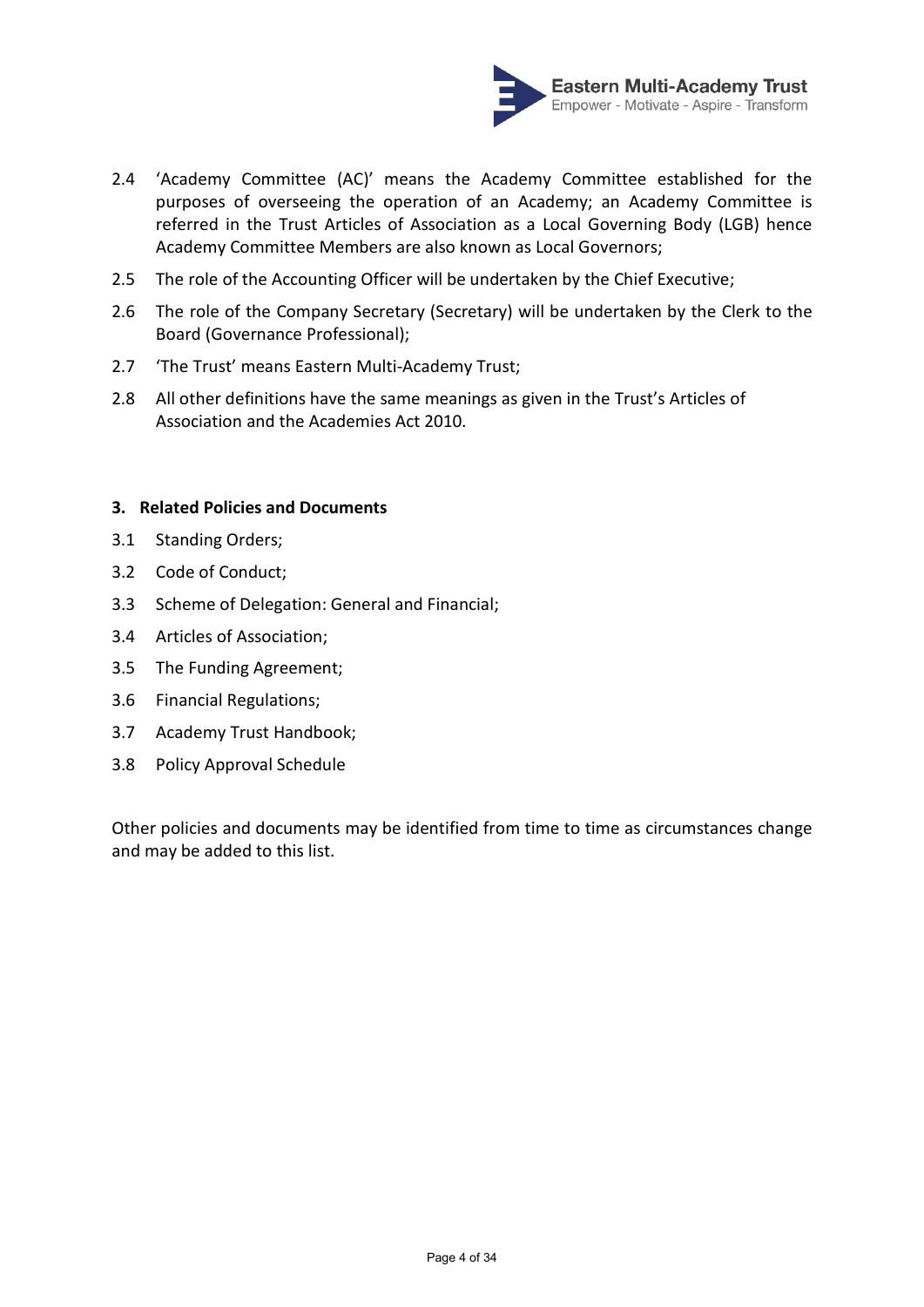2.4 'Academy Committee (AC)' means the Academy Committee established for the purposes of overseeing the operation of an Academy; an Academy Committee is referred in the Trust Articles of Association as a Local Governing Body (LGB) hence Academy Committee Members are also known as Local Governors;

2.5 The role of the Accounting Officer will be undertaken by the Chief Executive;

2.6 The role of the Company Secretary (Secretary) will be undertaken by the Clerk to the Board (Governance Professional);

2.7 'The Trust' means Eastern Multi-Academy Trust;

2.8 All other definitions have the same meanings as given in the Trust's Articles of Association and the Academies Act 2010.

### 3. Related Policies and Documents

3.1 Standing Orders;

3.2 Code of Conduct;

3.3 Scheme of Delegation: General and Financial;

3.4 Articles of Association;

3.5 The Funding Agreement;

3.6 Financial Regulations;

3.7 Academy Trust Handbook;

3.8 Policy Approval Schedule

Other policies and documents may be identified from time to time as circumstances change and may be added to this list.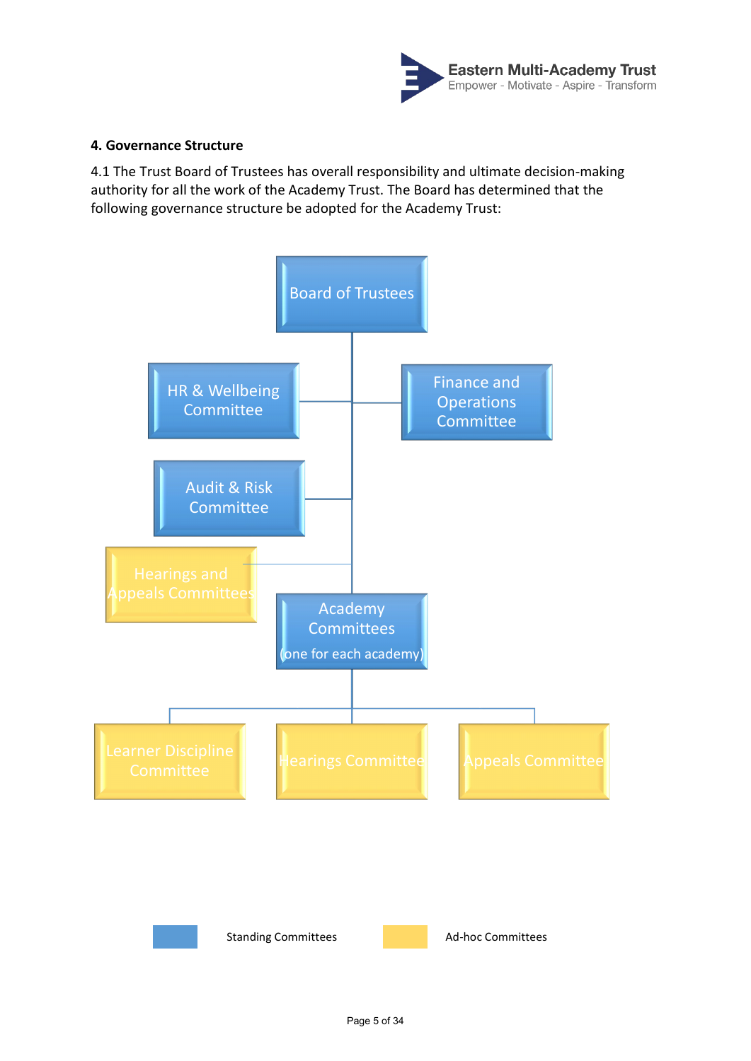### 4. Governance Structure

4.1 The Trust Board of Trustees has overall responsibility and ultimate decision-making authority for all the work of the Academy Trust. The Board has determined that the following governance structure be adopted for the Academy Trust:

- Board of Trustees
  - HR & Wellbeing Committee
  - Finance and Operations Committee
  - Audit & Risk Committee
  - Hearings and Appeals Committees
  - Academy Committees (one for each academy)
    - Learner Discipline Committee
    - Hearings Committee
    - Appeals Committee

Standing Committees: Board of Trustees; HR & Wellbeing Committee; Finance and Operations Committee; Audit & Risk Committee; Academy Committees (one for each academy)

Ad-hoc Committees: Hearings and Appeals Committees; Learner Discipline Committee; Hearings Committee; Appeals Committee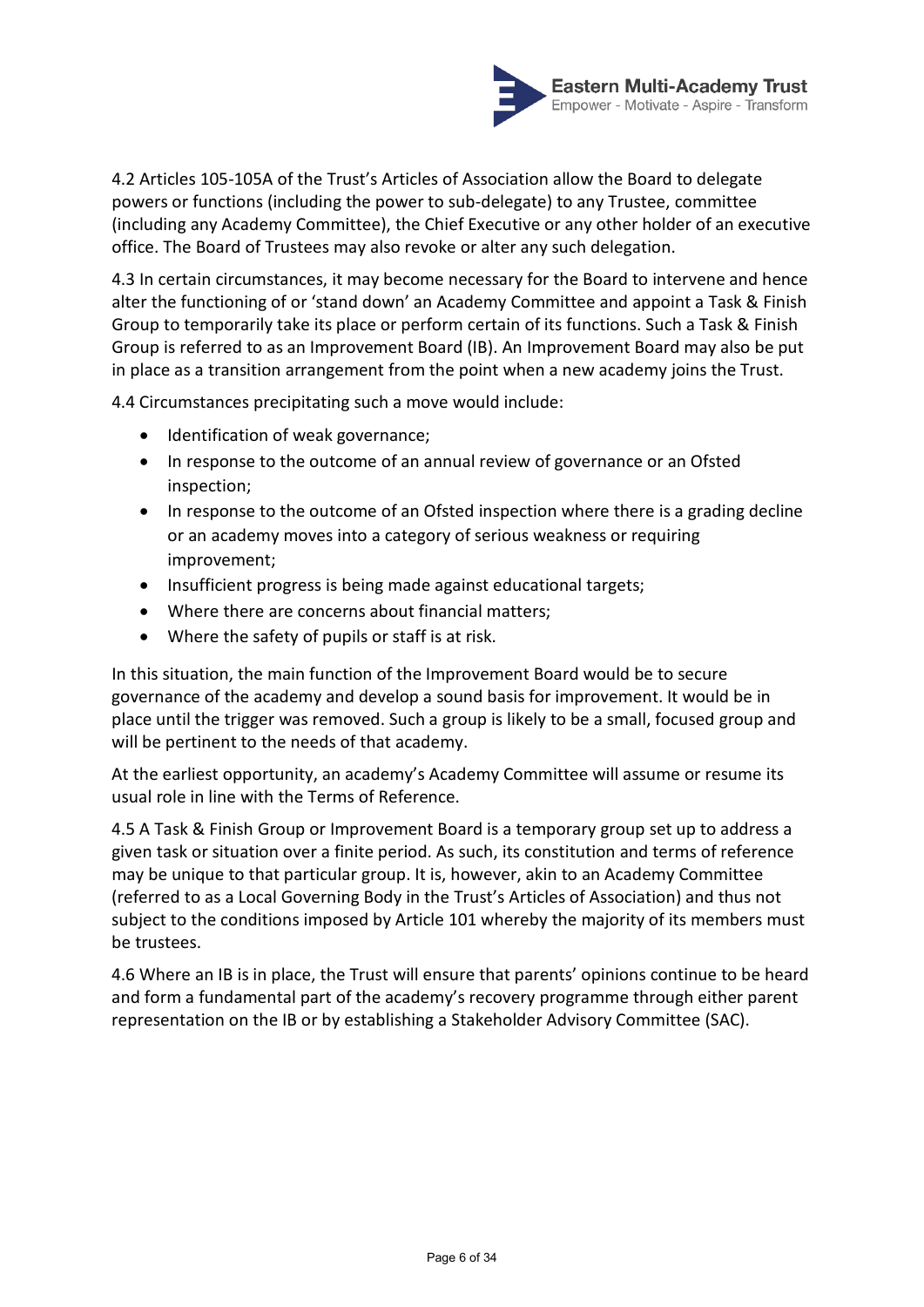4.2 Articles 105-105A of the Trust's Articles of Association allow the Board to delegate powers or functions (including the power to sub-delegate) to any Trustee, committee (including any Academy Committee), the Chief Executive or any other holder of an executive office. The Board of Trustees may also revoke or alter any such delegation.

4.3 In certain circumstances, it may become necessary for the Board to intervene and hence alter the functioning of or 'stand down' an Academy Committee and appoint a Task & Finish Group to temporarily take its place or perform certain of its functions. Such a Task & Finish Group is referred to as an Improvement Board (IB). An Improvement Board may also be put in place as a transition arrangement from the point when a new academy joins the Trust.

4.4 Circumstances precipitating such a move would include:

- Identification of weak governance;
- In response to the outcome of an annual review of governance or an Ofsted inspection;
- In response to the outcome of an Ofsted inspection where there is a grading decline or an academy moves into a category of serious weakness or requiring improvement;
- Insufficient progress is being made against educational targets;
- Where there are concerns about financial matters;
- Where the safety of pupils or staff is at risk.

In this situation, the main function of the Improvement Board would be to secure governance of the academy and develop a sound basis for improvement. It would be in place until the trigger was removed. Such a group is likely to be a small, focused group and will be pertinent to the needs of that academy.

At the earliest opportunity, an academy's Academy Committee will assume or resume its usual role in line with the Terms of Reference.

4.5 A Task & Finish Group or Improvement Board is a temporary group set up to address a given task or situation over a finite period. As such, its constitution and terms of reference may be unique to that particular group. It is, however, akin to an Academy Committee (referred to as a Local Governing Body in the Trust's Articles of Association) and thus not subject to the conditions imposed by Article 101 whereby the majority of its members must be trustees.

4.6 Where an IB is in place, the Trust will ensure that parents' opinions continue to be heard and form a fundamental part of the academy's recovery programme through either parent representation on the IB or by establishing a Stakeholder Advisory Committee (SAC).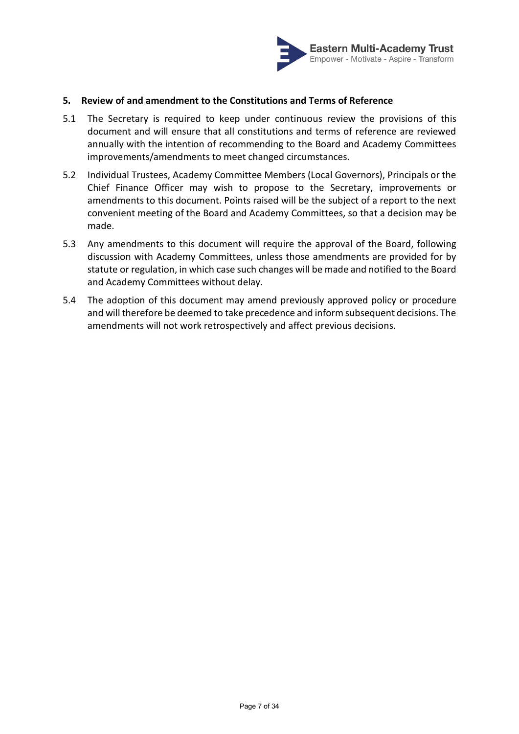## 5. Review of and amendment to the Constitutions and Terms of Reference

5.1 The Secretary is required to keep under continuous review the provisions of this document and will ensure that all constitutions and terms of reference are reviewed annually with the intention of recommending to the Board and Academy Committees improvements/amendments to meet changed circumstances.

5.2 Individual Trustees, Academy Committee Members (Local Governors), Principals or the Chief Finance Officer may wish to propose to the Secretary, improvements or amendments to this document. Points raised will be the subject of a report to the next convenient meeting of the Board and Academy Committees, so that a decision may be made.

5.3 Any amendments to this document will require the approval of the Board, following discussion with Academy Committees, unless those amendments are provided for by statute or regulation, in which case such changes will be made and notified to the Board and Academy Committees without delay.

5.4 The adoption of this document may amend previously approved policy or procedure and will therefore be deemed to take precedence and inform subsequent decisions. The amendments will not work retrospectively and affect previous decisions.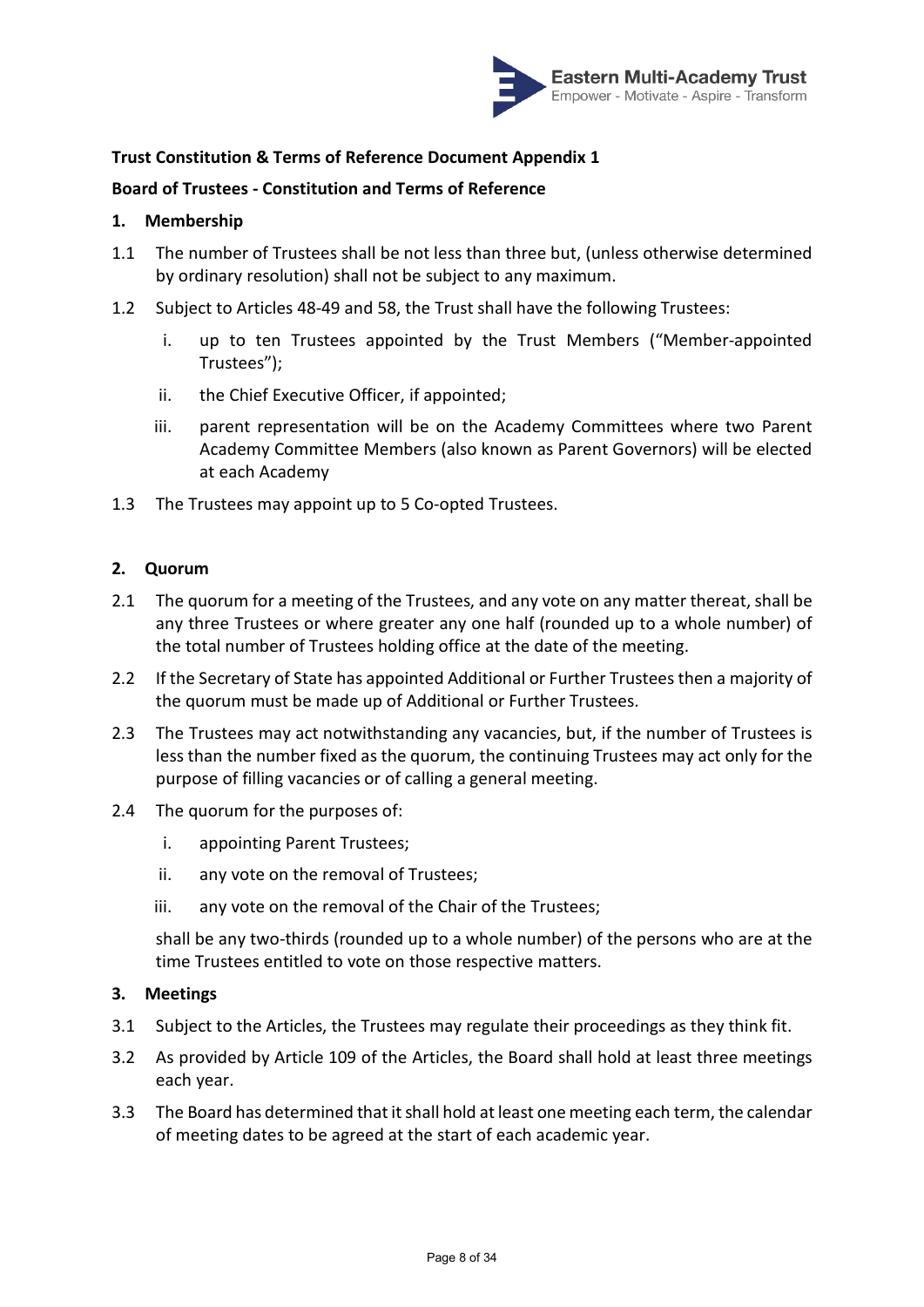**Trust Constitution & Terms of Reference Document Appendix 1**

**Board of Trustees - Constitution and Terms of Reference**

## 1. Membership

1.1 The number of Trustees shall be not less than three but, (unless otherwise determined by ordinary resolution) shall not be subject to any maximum.

1.2 Subject to Articles 48-49 and 58, the Trust shall have the following Trustees:

   i. up to ten Trustees appointed by the Trust Members ("Member-appointed Trustees");

   ii. the Chief Executive Officer, if appointed;

   iii. parent representation will be on the Academy Committees where two Parent Academy Committee Members (also known as Parent Governors) will be elected at each Academy

1.3 The Trustees may appoint up to 5 Co-opted Trustees.

## 2. Quorum

2.1 The quorum for a meeting of the Trustees, and any vote on any matter thereat, shall be any three Trustees or where greater any one half (rounded up to a whole number) of the total number of Trustees holding office at the date of the meeting.

2.2 If the Secretary of State has appointed Additional or Further Trustees then a majority of the quorum must be made up of Additional or Further Trustees.

2.3 The Trustees may act notwithstanding any vacancies, but, if the number of Trustees is less than the number fixed as the quorum, the continuing Trustees may act only for the purpose of filling vacancies or of calling a general meeting.

2.4 The quorum for the purposes of:

   i. appointing Parent Trustees;

   ii. any vote on the removal of Trustees;

   iii. any vote on the removal of the Chair of the Trustees;

   shall be any two-thirds (rounded up to a whole number) of the persons who are at the time Trustees entitled to vote on those respective matters.

## 3. Meetings

3.1 Subject to the Articles, the Trustees may regulate their proceedings as they think fit.

3.2 As provided by Article 109 of the Articles, the Board shall hold at least three meetings each year.

3.3 The Board has determined that it shall hold at least one meeting each term, the calendar of meeting dates to be agreed at the start of each academic year.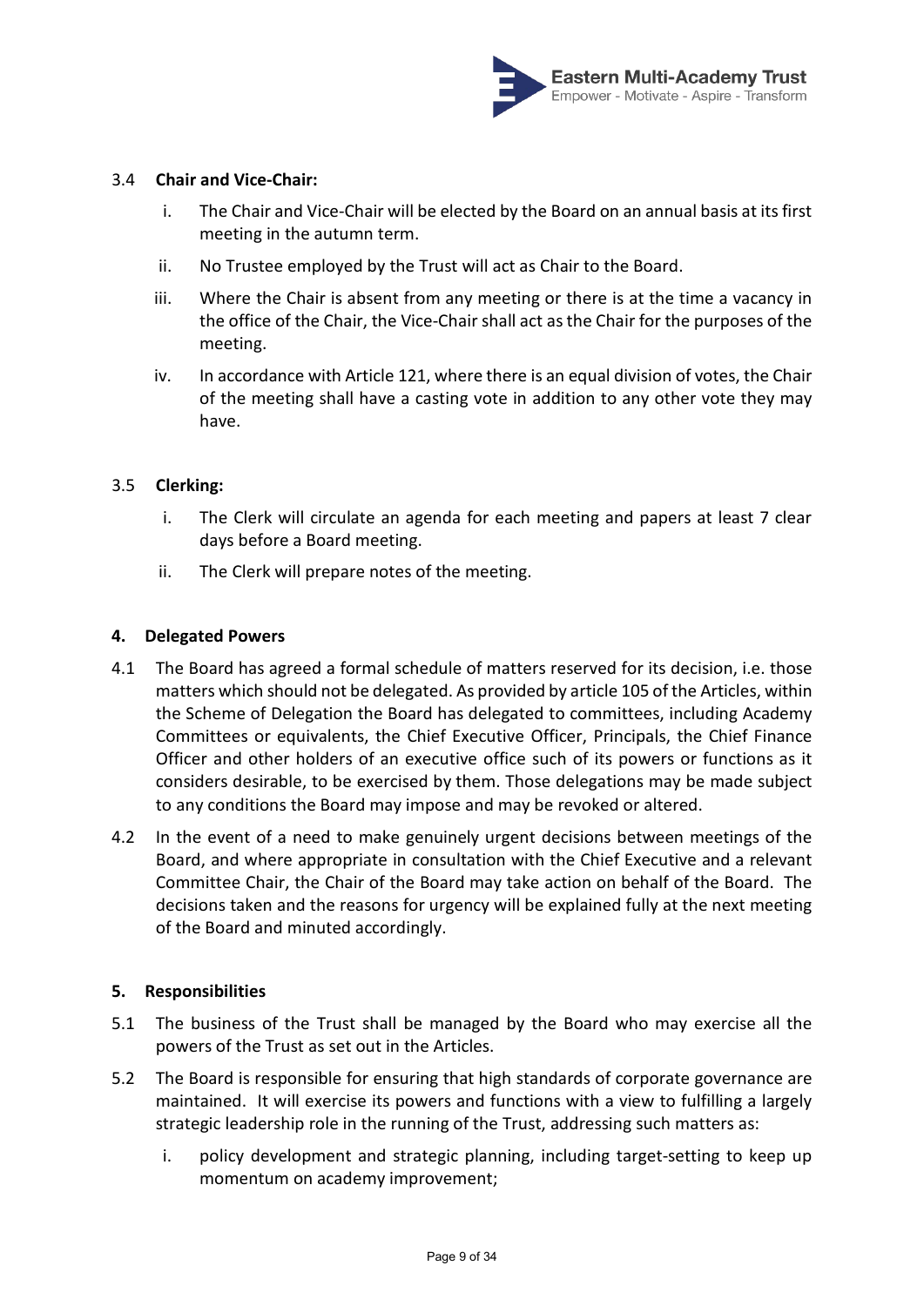### 3.4 Chair and Vice-Chair:

i. The Chair and Vice-Chair will be elected by the Board on an annual basis at its first meeting in the autumn term.

ii. No Trustee employed by the Trust will act as Chair to the Board.

iii. Where the Chair is absent from any meeting or there is at the time a vacancy in the office of the Chair, the Vice-Chair shall act as the Chair for the purposes of the meeting.

iv. In accordance with Article 121, where there is an equal division of votes, the Chair of the meeting shall have a casting vote in addition to any other vote they may have.

### 3.5 Clerking:

i. The Clerk will circulate an agenda for each meeting and papers at least 7 clear days before a Board meeting.

ii. The Clerk will prepare notes of the meeting.

## 4. Delegated Powers

4.1 The Board has agreed a formal schedule of matters reserved for its decision, i.e. those matters which should not be delegated. As provided by article 105 of the Articles, within the Scheme of Delegation the Board has delegated to committees, including Academy Committees or equivalents, the Chief Executive Officer, Principals, the Chief Finance Officer and other holders of an executive office such of its powers or functions as it considers desirable, to be exercised by them. Those delegations may be made subject to any conditions the Board may impose and may be revoked or altered.

4.2 In the event of a need to make genuinely urgent decisions between meetings of the Board, and where appropriate in consultation with the Chief Executive and a relevant Committee Chair, the Chair of the Board may take action on behalf of the Board. The decisions taken and the reasons for urgency will be explained fully at the next meeting of the Board and minuted accordingly.

## 5. Responsibilities

5.1 The business of the Trust shall be managed by the Board who may exercise all the powers of the Trust as set out in the Articles.

5.2 The Board is responsible for ensuring that high standards of corporate governance are maintained. It will exercise its powers and functions with a view to fulfilling a largely strategic leadership role in the running of the Trust, addressing such matters as:

i. policy development and strategic planning, including target-setting to keep up momentum on academy improvement;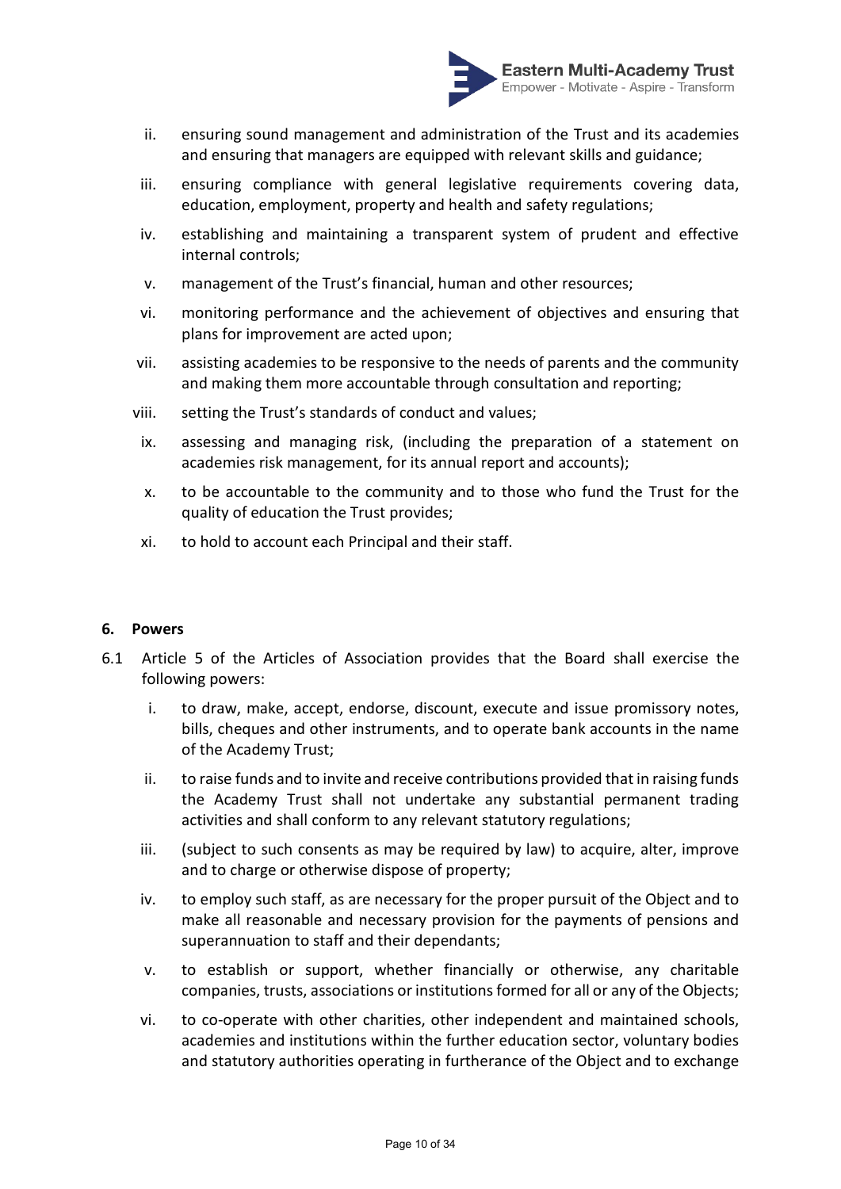ii. ensuring sound management and administration of the Trust and its academies and ensuring that managers are equipped with relevant skills and guidance;

iii. ensuring compliance with general legislative requirements covering data, education, employment, property and health and safety regulations;

iv. establishing and maintaining a transparent system of prudent and effective internal controls;

v. management of the Trust's financial, human and other resources;

vi. monitoring performance and the achievement of objectives and ensuring that plans for improvement are acted upon;

vii. assisting academies to be responsive to the needs of parents and the community and making them more accountable through consultation and reporting;

viii. setting the Trust's standards of conduct and values;

ix. assessing and managing risk, (including the preparation of a statement on academies risk management, for its annual report and accounts);

x. to be accountable to the community and to those who fund the Trust for the quality of education the Trust provides;

xi. to hold to account each Principal and their staff.

## 6. Powers

6.1 Article 5 of the Articles of Association provides that the Board shall exercise the following powers:

i. to draw, make, accept, endorse, discount, execute and issue promissory notes, bills, cheques and other instruments, and to operate bank accounts in the name of the Academy Trust;

ii. to raise funds and to invite and receive contributions provided that in raising funds the Academy Trust shall not undertake any substantial permanent trading activities and shall conform to any relevant statutory regulations;

iii. (subject to such consents as may be required by law) to acquire, alter, improve and to charge or otherwise dispose of property;

iv. to employ such staff, as are necessary for the proper pursuit of the Object and to make all reasonable and necessary provision for the payments of pensions and superannuation to staff and their dependants;

v. to establish or support, whether financially or otherwise, any charitable companies, trusts, associations or institutions formed for all or any of the Objects;

vi. to co-operate with other charities, other independent and maintained schools, academies and institutions within the further education sector, voluntary bodies and statutory authorities operating in furtherance of the Object and to exchange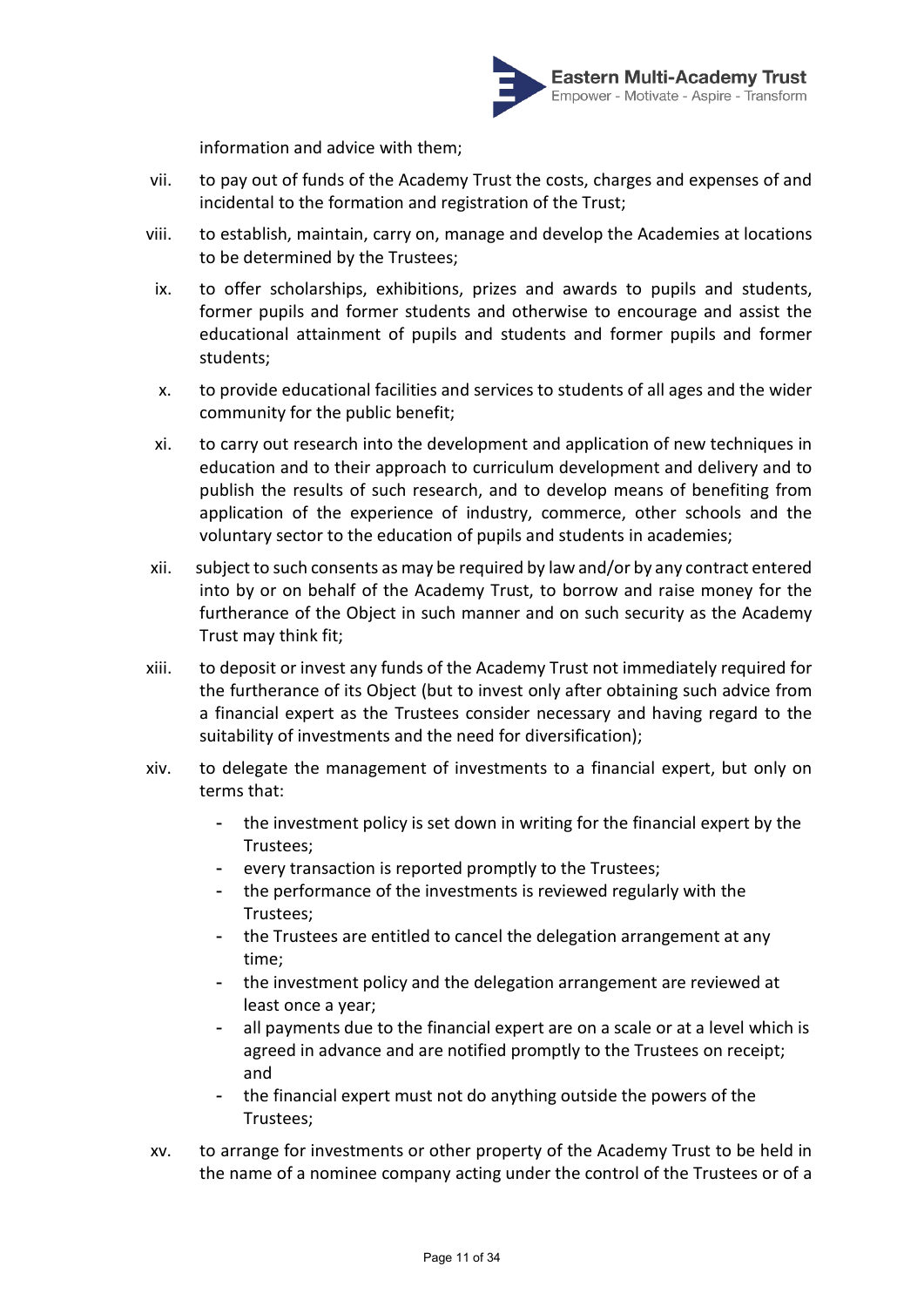information and advice with them;

vii. to pay out of funds of the Academy Trust the costs, charges and expenses of and incidental to the formation and registration of the Trust;

viii. to establish, maintain, carry on, manage and develop the Academies at locations to be determined by the Trustees;

ix. to offer scholarships, exhibitions, prizes and awards to pupils and students, former pupils and former students and otherwise to encourage and assist the educational attainment of pupils and students and former pupils and former students;

x. to provide educational facilities and services to students of all ages and the wider community for the public benefit;

xi. to carry out research into the development and application of new techniques in education and to their approach to curriculum development and delivery and to publish the results of such research, and to develop means of benefiting from application of the experience of industry, commerce, other schools and the voluntary sector to the education of pupils and students in academies;

xii. subject to such consents as may be required by law and/or by any contract entered into by or on behalf of the Academy Trust, to borrow and raise money for the furtherance of the Object in such manner and on such security as the Academy Trust may think fit;

xiii. to deposit or invest any funds of the Academy Trust not immediately required for the furtherance of its Object (but to invest only after obtaining such advice from a financial expert as the Trustees consider necessary and having regard to the suitability of investments and the need for diversification);

xiv. to delegate the management of investments to a financial expert, but only on terms that:

- the investment policy is set down in writing for the financial expert by the Trustees;
- every transaction is reported promptly to the Trustees;
- the performance of the investments is reviewed regularly with the Trustees;
- the Trustees are entitled to cancel the delegation arrangement at any time;
- the investment policy and the delegation arrangement are reviewed at least once a year;
- all payments due to the financial expert are on a scale or at a level which is agreed in advance and are notified promptly to the Trustees on receipt; and
- the financial expert must not do anything outside the powers of the Trustees;

xv. to arrange for investments or other property of the Academy Trust to be held in the name of a nominee company acting under the control of the Trustees or of a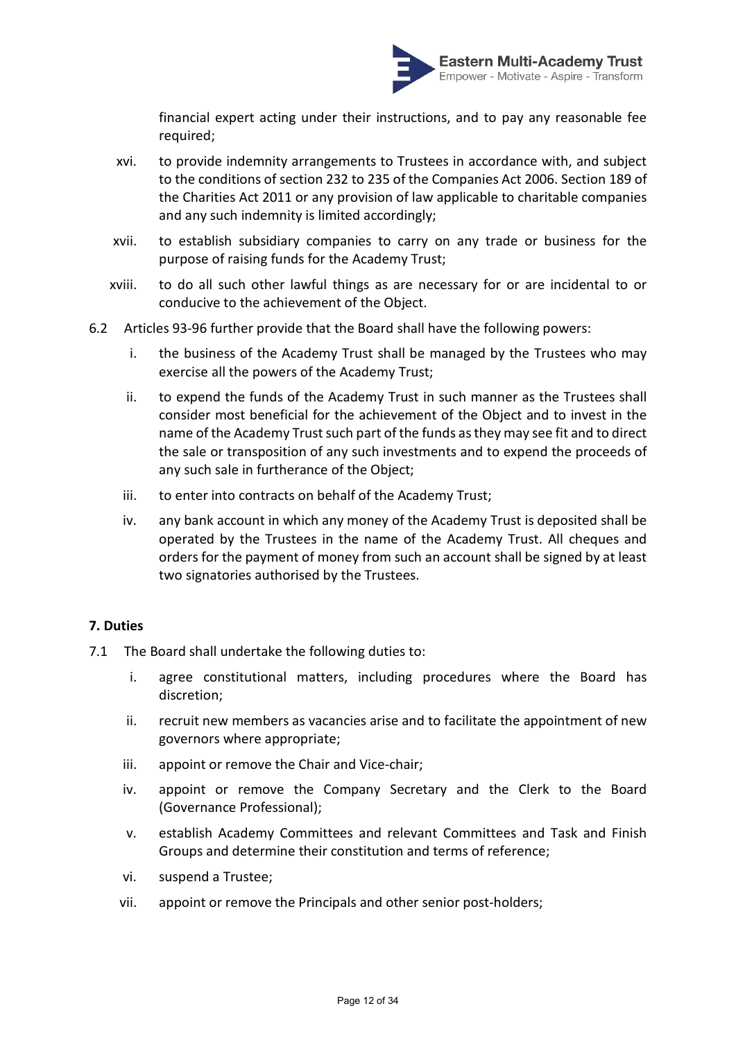financial expert acting under their instructions, and to pay any reasonable fee required;

xvi. to provide indemnity arrangements to Trustees in accordance with, and subject to the conditions of section 232 to 235 of the Companies Act 2006. Section 189 of the Charities Act 2011 or any provision of law applicable to charitable companies and any such indemnity is limited accordingly;

xvii. to establish subsidiary companies to carry on any trade or business for the purpose of raising funds for the Academy Trust;

xviii. to do all such other lawful things as are necessary for or are incidental to or conducive to the achievement of the Object.

6.2 Articles 93-96 further provide that the Board shall have the following powers:

i. the business of the Academy Trust shall be managed by the Trustees who may exercise all the powers of the Academy Trust;

ii. to expend the funds of the Academy Trust in such manner as the Trustees shall consider most beneficial for the achievement of the Object and to invest in the name of the Academy Trust such part of the funds as they may see fit and to direct the sale or transposition of any such investments and to expend the proceeds of any such sale in furtherance of the Object;

iii. to enter into contracts on behalf of the Academy Trust;

iv. any bank account in which any money of the Academy Trust is deposited shall be operated by the Trustees in the name of the Academy Trust. All cheques and orders for the payment of money from such an account shall be signed by at least two signatories authorised by the Trustees.

**7. Duties**

7.1 The Board shall undertake the following duties to:

i. agree constitutional matters, including procedures where the Board has discretion;

ii. recruit new members as vacancies arise and to facilitate the appointment of new governors where appropriate;

iii. appoint or remove the Chair and Vice-chair;

iv. appoint or remove the Company Secretary and the Clerk to the Board (Governance Professional);

v. establish Academy Committees and relevant Committees and Task and Finish Groups and determine their constitution and terms of reference;

vi. suspend a Trustee;

vii. appoint or remove the Principals and other senior post-holders;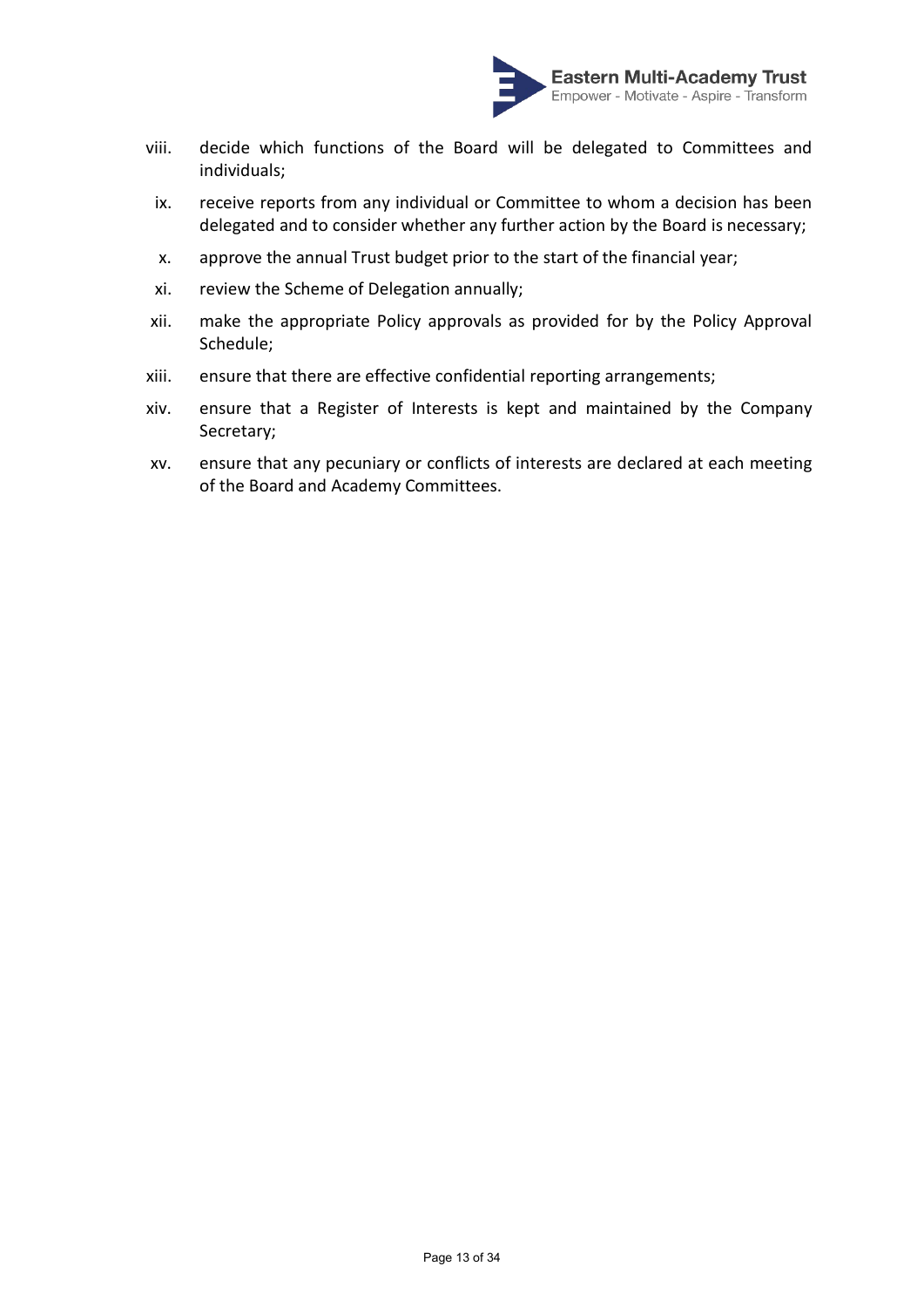viii. decide which functions of the Board will be delegated to Committees and individuals;

ix. receive reports from any individual or Committee to whom a decision has been delegated and to consider whether any further action by the Board is necessary;

x. approve the annual Trust budget prior to the start of the financial year;

xi. review the Scheme of Delegation annually;

xii. make the appropriate Policy approvals as provided for by the Policy Approval Schedule;

xiii. ensure that there are effective confidential reporting arrangements;

xiv. ensure that a Register of Interests is kept and maintained by the Company Secretary;

xv. ensure that any pecuniary or conflicts of interests are declared at each meeting of the Board and Academy Committees.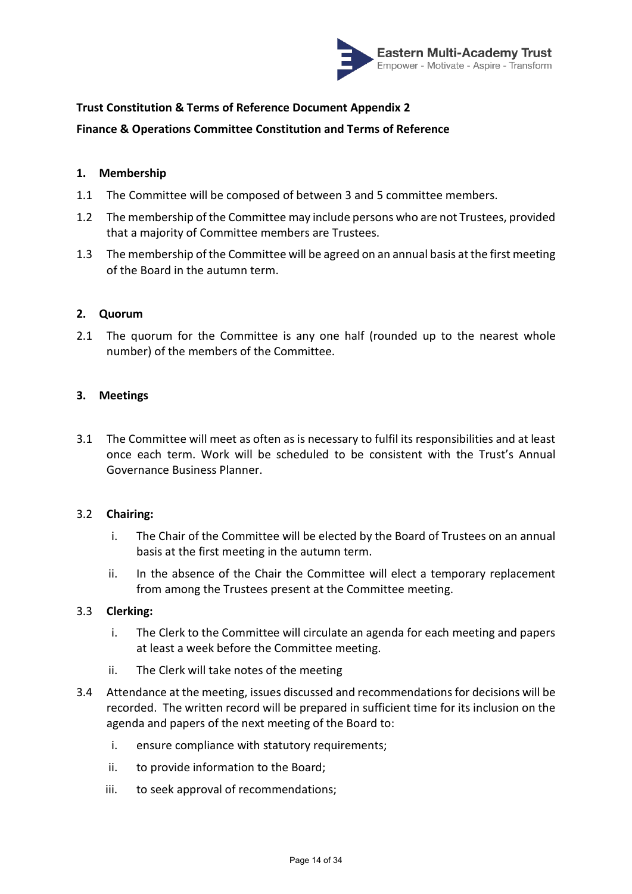**Trust Constitution & Terms of Reference Document Appendix 2**

**Finance & Operations Committee Constitution and Terms of Reference**

## 1. Membership

1.1 The Committee will be composed of between 3 and 5 committee members.

1.2 The membership of the Committee may include persons who are not Trustees, provided that a majority of Committee members are Trustees.

1.3 The membership of the Committee will be agreed on an annual basis at the first meeting of the Board in the autumn term.

## 2. Quorum

2.1 The quorum for the Committee is any one half (rounded up to the nearest whole number) of the members of the Committee.

## 3. Meetings

3.1 The Committee will meet as often as is necessary to fulfil its responsibilities and at least once each term. Work will be scheduled to be consistent with the Trust's Annual Governance Business Planner.

3.2 **Chairing:**

i. The Chair of the Committee will be elected by the Board of Trustees on an annual basis at the first meeting in the autumn term.

ii. In the absence of the Chair the Committee will elect a temporary replacement from among the Trustees present at the Committee meeting.

3.3 **Clerking:**

i. The Clerk to the Committee will circulate an agenda for each meeting and papers at least a week before the Committee meeting.

ii. The Clerk will take notes of the meeting

3.4 Attendance at the meeting, issues discussed and recommendations for decisions will be recorded. The written record will be prepared in sufficient time for its inclusion on the agenda and papers of the next meeting of the Board to:

i. ensure compliance with statutory requirements;

ii. to provide information to the Board;

iii. to seek approval of recommendations;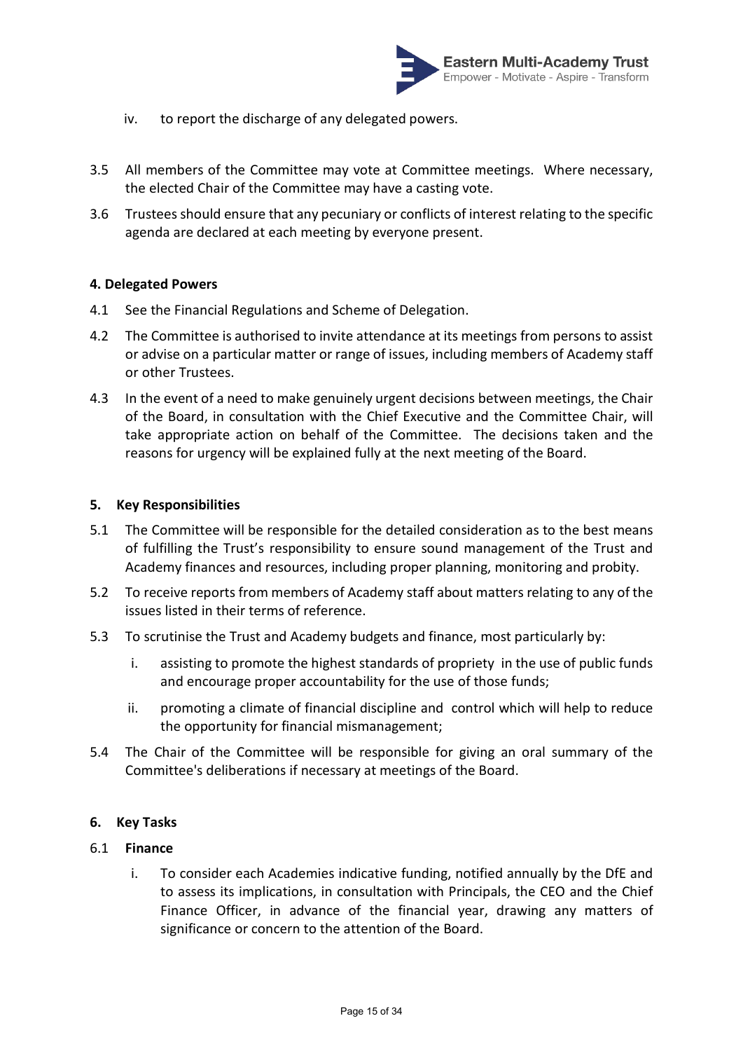iv. to report the discharge of any delegated powers.

3.5 All members of the Committee may vote at Committee meetings. Where necessary, the elected Chair of the Committee may have a casting vote.

3.6 Trustees should ensure that any pecuniary or conflicts of interest relating to the specific agenda are declared at each meeting by everyone present.

**4. Delegated Powers**

4.1 See the Financial Regulations and Scheme of Delegation.

4.2 The Committee is authorised to invite attendance at its meetings from persons to assist or advise on a particular matter or range of issues, including members of Academy staff or other Trustees.

4.3 In the event of a need to make genuinely urgent decisions between meetings, the Chair of the Board, in consultation with the Chief Executive and the Committee Chair, will take appropriate action on behalf of the Committee. The decisions taken and the reasons for urgency will be explained fully at the next meeting of the Board.

**5. Key Responsibilities**

5.1 The Committee will be responsible for the detailed consideration as to the best means of fulfilling the Trust's responsibility to ensure sound management of the Trust and Academy finances and resources, including proper planning, monitoring and probity.

5.2 To receive reports from members of Academy staff about matters relating to any of the issues listed in their terms of reference.

5.3 To scrutinise the Trust and Academy budgets and finance, most particularly by:

i. assisting to promote the highest standards of propriety in the use of public funds and encourage proper accountability for the use of those funds;

ii. promoting a climate of financial discipline and control which will help to reduce the opportunity for financial mismanagement;

5.4 The Chair of the Committee will be responsible for giving an oral summary of the Committee's deliberations if necessary at meetings of the Board.

**6. Key Tasks**

6.1 **Finance**

i. To consider each Academies indicative funding, notified annually by the DfE and to assess its implications, in consultation with Principals, the CEO and the Chief Finance Officer, in advance of the financial year, drawing any matters of significance or concern to the attention of the Board.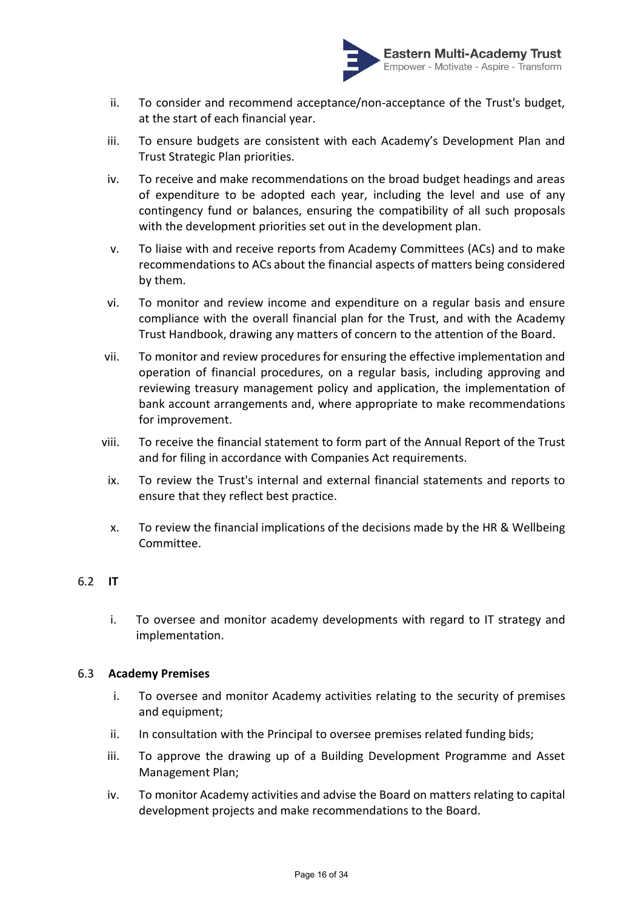ii. To consider and recommend acceptance/non-acceptance of the Trust's budget, at the start of each financial year.

iii. To ensure budgets are consistent with each Academy's Development Plan and Trust Strategic Plan priorities.

iv. To receive and make recommendations on the broad budget headings and areas of expenditure to be adopted each year, including the level and use of any contingency fund or balances, ensuring the compatibility of all such proposals with the development priorities set out in the development plan.

v. To liaise with and receive reports from Academy Committees (ACs) and to make recommendations to ACs about the financial aspects of matters being considered by them.

vi. To monitor and review income and expenditure on a regular basis and ensure compliance with the overall financial plan for the Trust, and with the Academy Trust Handbook, drawing any matters of concern to the attention of the Board.

vii. To monitor and review procedures for ensuring the effective implementation and operation of financial procedures, on a regular basis, including approving and reviewing treasury management policy and application, the implementation of bank account arrangements and, where appropriate to make recommendations for improvement.

viii. To receive the financial statement to form part of the Annual Report of the Trust and for filing in accordance with Companies Act requirements.

ix. To review the Trust's internal and external financial statements and reports to ensure that they reflect best practice.

x. To review the financial implications of the decisions made by the HR & Wellbeing Committee.

6.2 **IT**

i. To oversee and monitor academy developments with regard to IT strategy and implementation.

6.3 **Academy Premises**

i. To oversee and monitor Academy activities relating to the security of premises and equipment;

ii. In consultation with the Principal to oversee premises related funding bids;

iii. To approve the drawing up of a Building Development Programme and Asset Management Plan;

iv. To monitor Academy activities and advise the Board on matters relating to capital development projects and make recommendations to the Board.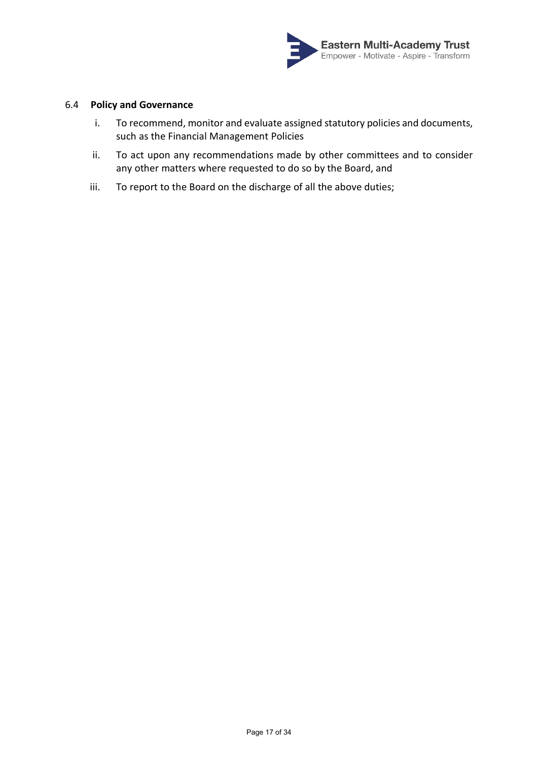### 6.4 Policy and Governance

i. To recommend, monitor and evaluate assigned statutory policies and documents, such as the Financial Management Policies

ii. To act upon any recommendations made by other committees and to consider any other matters where requested to do so by the Board, and

iii. To report to the Board on the discharge of all the above duties;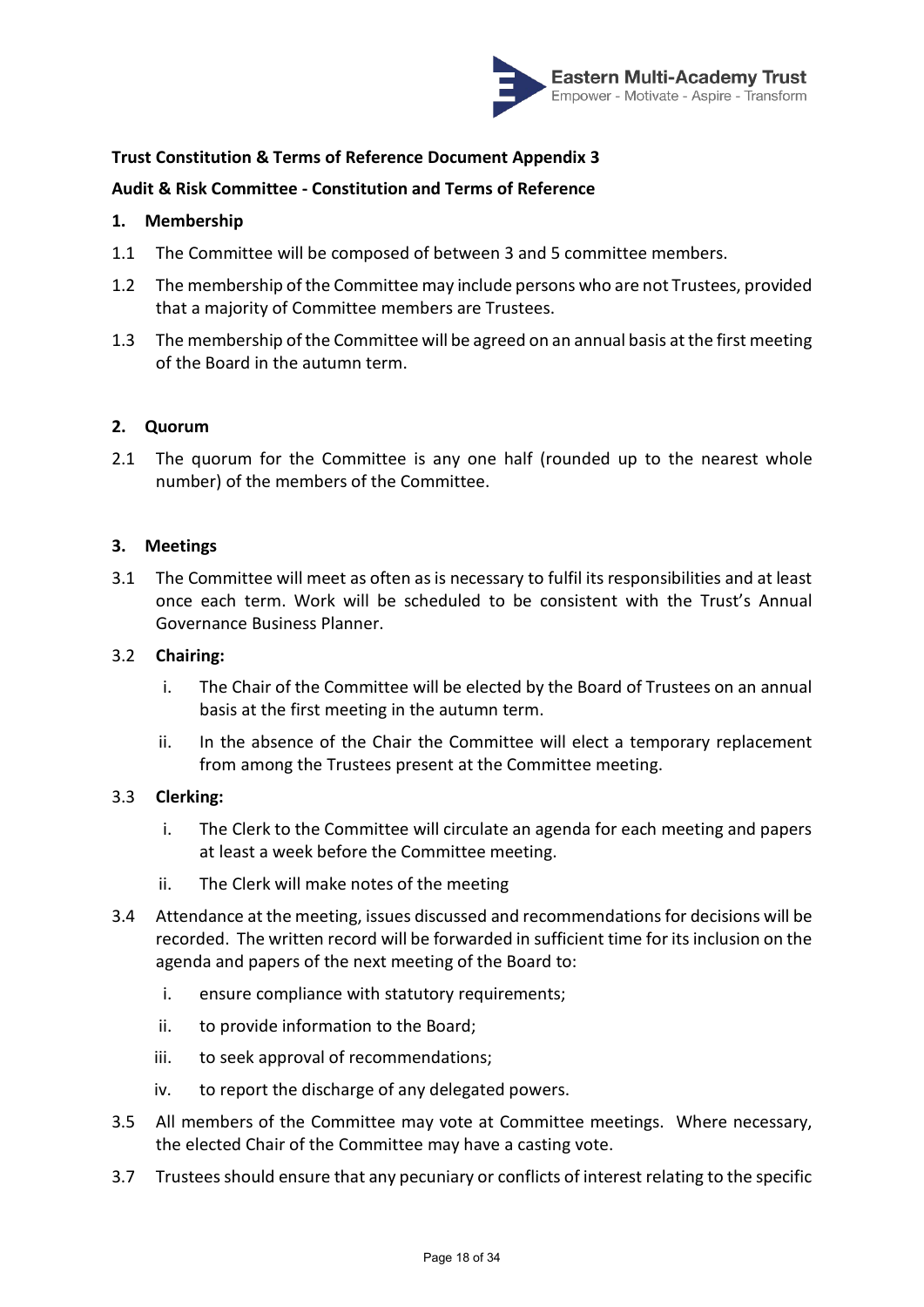**Trust Constitution & Terms of Reference Document Appendix 3**

**Audit & Risk Committee - Constitution and Terms of Reference**

## 1. Membership

1.1 The Committee will be composed of between 3 and 5 committee members.

1.2 The membership of the Committee may include persons who are not Trustees, provided that a majority of Committee members are Trustees.

1.3 The membership of the Committee will be agreed on an annual basis at the first meeting of the Board in the autumn term.

## 2. Quorum

2.1 The quorum for the Committee is any one half (rounded up to the nearest whole number) of the members of the Committee.

## 3. Meetings

3.1 The Committee will meet as often as is necessary to fulfil its responsibilities and at least once each term. Work will be scheduled to be consistent with the Trust's Annual Governance Business Planner.

3.2 **Chairing:**

   i. The Chair of the Committee will be elected by the Board of Trustees on an annual basis at the first meeting in the autumn term.

   ii. In the absence of the Chair the Committee will elect a temporary replacement from among the Trustees present at the Committee meeting.

3.3 **Clerking:**

   i. The Clerk to the Committee will circulate an agenda for each meeting and papers at least a week before the Committee meeting.

   ii. The Clerk will make notes of the meeting

3.4 Attendance at the meeting, issues discussed and recommendations for decisions will be recorded. The written record will be forwarded in sufficient time for its inclusion on the agenda and papers of the next meeting of the Board to:

   i. ensure compliance with statutory requirements;

   ii. to provide information to the Board;

   iii. to seek approval of recommendations;

   iv. to report the discharge of any delegated powers.

3.5 All members of the Committee may vote at Committee meetings. Where necessary, the elected Chair of the Committee may have a casting vote.

3.7 Trustees should ensure that any pecuniary or conflicts of interest relating to the specific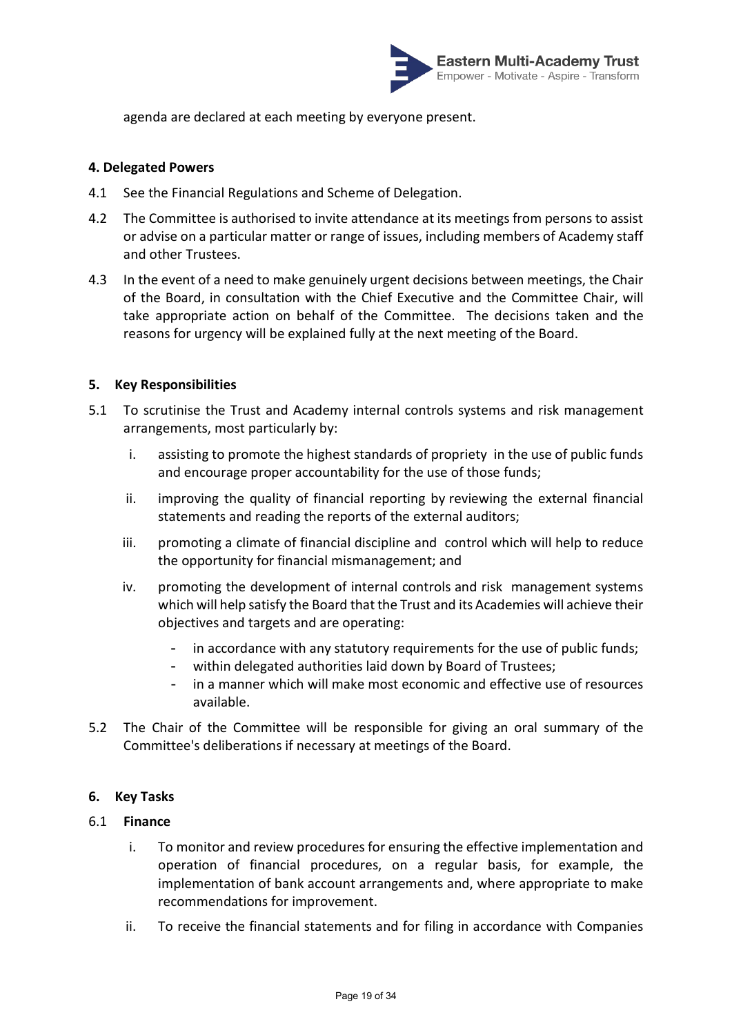agenda are declared at each meeting by everyone present.

**4. Delegated Powers**

4.1 See the Financial Regulations and Scheme of Delegation.

4.2 The Committee is authorised to invite attendance at its meetings from persons to assist or advise on a particular matter or range of issues, including members of Academy staff and other Trustees.

4.3 In the event of a need to make genuinely urgent decisions between meetings, the Chair of the Board, in consultation with the Chief Executive and the Committee Chair, will take appropriate action on behalf of the Committee. The decisions taken and the reasons for urgency will be explained fully at the next meeting of the Board.

**5. Key Responsibilities**

5.1 To scrutinise the Trust and Academy internal controls systems and risk management arrangements, most particularly by:

i. assisting to promote the highest standards of propriety in the use of public funds and encourage proper accountability for the use of those funds;

ii. improving the quality of financial reporting by reviewing the external financial statements and reading the reports of the external auditors;

iii. promoting a climate of financial discipline and control which will help to reduce the opportunity for financial mismanagement; and

iv. promoting the development of internal controls and risk management systems which will help satisfy the Board that the Trust and its Academies will achieve their objectives and targets and are operating:

- in accordance with any statutory requirements for the use of public funds;
- within delegated authorities laid down by Board of Trustees;
- in a manner which will make most economic and effective use of resources available.

5.2 The Chair of the Committee will be responsible for giving an oral summary of the Committee's deliberations if necessary at meetings of the Board.

**6. Key Tasks**

6.1 **Finance**

i. To monitor and review procedures for ensuring the effective implementation and operation of financial procedures, on a regular basis, for example, the implementation of bank account arrangements and, where appropriate to make recommendations for improvement.

ii. To receive the financial statements and for filing in accordance with Companies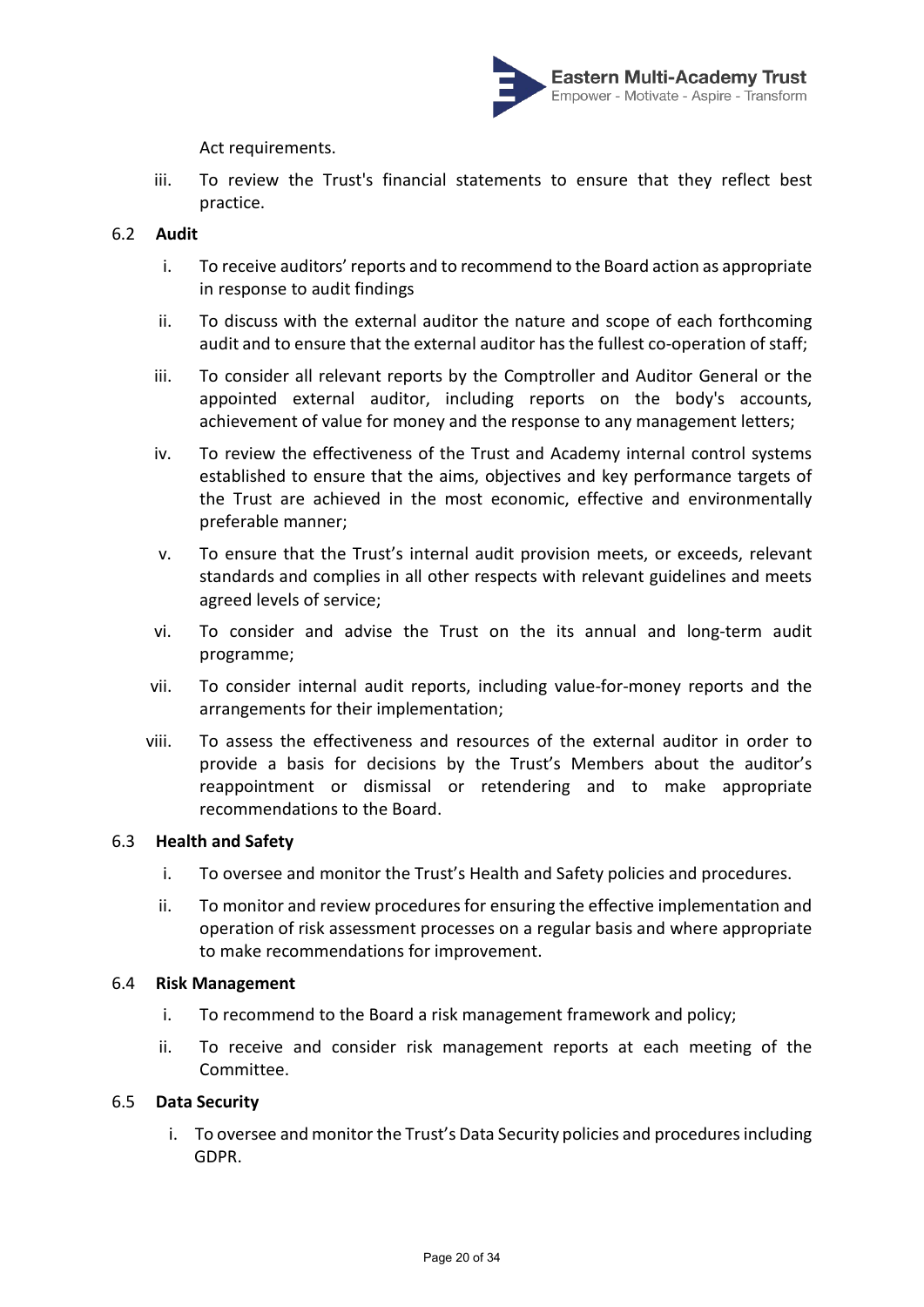Act requirements.

iii. To review the Trust's financial statements to ensure that they reflect best practice.

**6.2 Audit**

i. To receive auditors' reports and to recommend to the Board action as appropriate in response to audit findings

ii. To discuss with the external auditor the nature and scope of each forthcoming audit and to ensure that the external auditor has the fullest co-operation of staff;

iii. To consider all relevant reports by the Comptroller and Auditor General or the appointed external auditor, including reports on the body's accounts, achievement of value for money and the response to any management letters;

iv. To review the effectiveness of the Trust and Academy internal control systems established to ensure that the aims, objectives and key performance targets of the Trust are achieved in the most economic, effective and environmentally preferable manner;

v. To ensure that the Trust's internal audit provision meets, or exceeds, relevant standards and complies in all other respects with relevant guidelines and meets agreed levels of service;

vi. To consider and advise the Trust on the its annual and long-term audit programme;

vii. To consider internal audit reports, including value-for-money reports and the arrangements for their implementation;

viii. To assess the effectiveness and resources of the external auditor in order to provide a basis for decisions by the Trust's Members about the auditor's reappointment or dismissal or retendering and to make appropriate recommendations to the Board.

**6.3 Health and Safety**

i. To oversee and monitor the Trust's Health and Safety policies and procedures.

ii. To monitor and review procedures for ensuring the effective implementation and operation of risk assessment processes on a regular basis and where appropriate to make recommendations for improvement.

**6.4 Risk Management**

i. To recommend to the Board a risk management framework and policy;

ii. To receive and consider risk management reports at each meeting of the Committee.

**6.5 Data Security**

i. To oversee and monitor the Trust's Data Security policies and procedures including GDPR.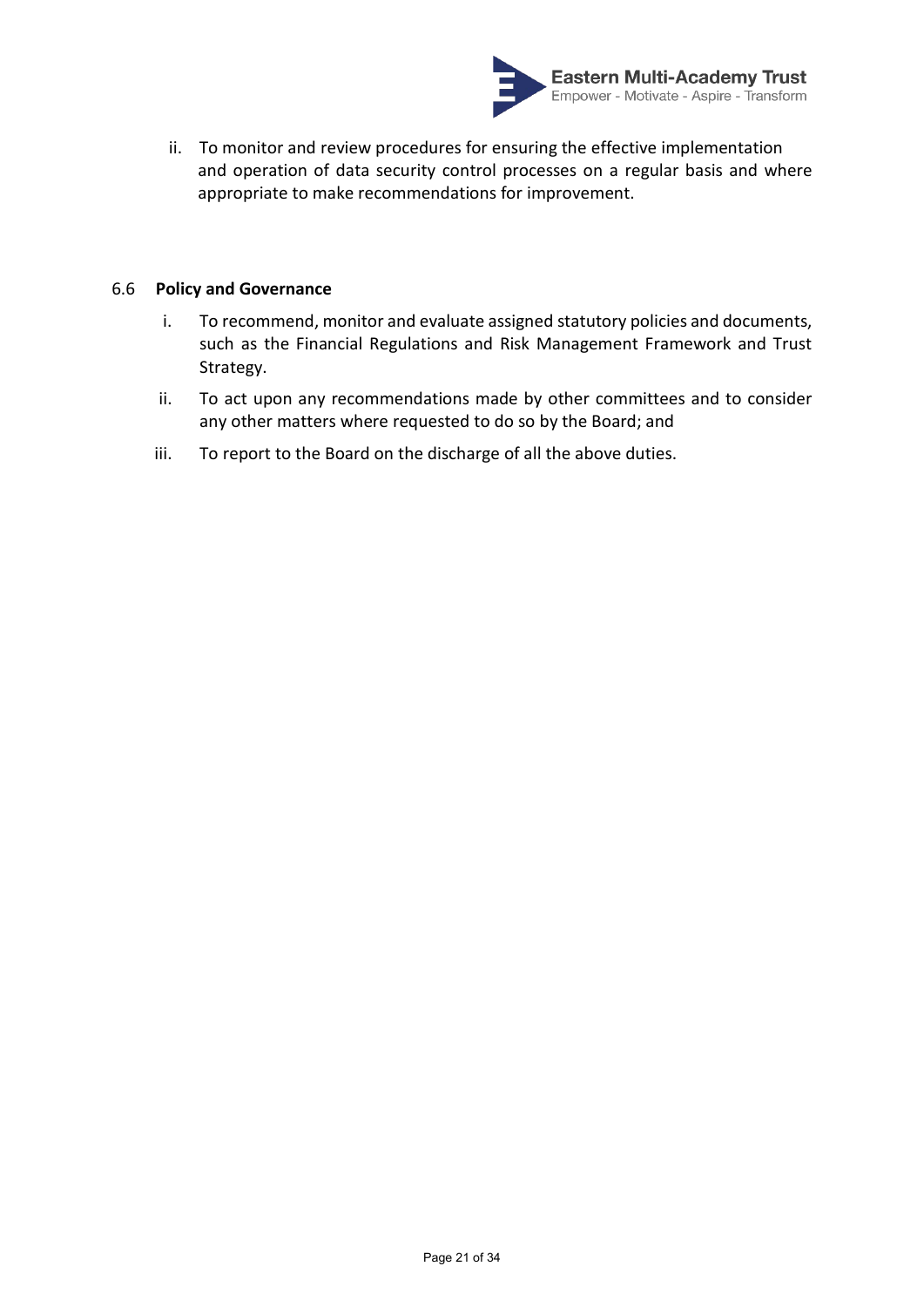ii. To monitor and review procedures for ensuring the effective implementation and operation of data security control processes on a regular basis and where appropriate to make recommendations for improvement.

6.6 **Policy and Governance**

i. To recommend, monitor and evaluate assigned statutory policies and documents, such as the Financial Regulations and Risk Management Framework and Trust Strategy.

ii. To act upon any recommendations made by other committees and to consider any other matters where requested to do so by the Board; and

iii. To report to the Board on the discharge of all the above duties.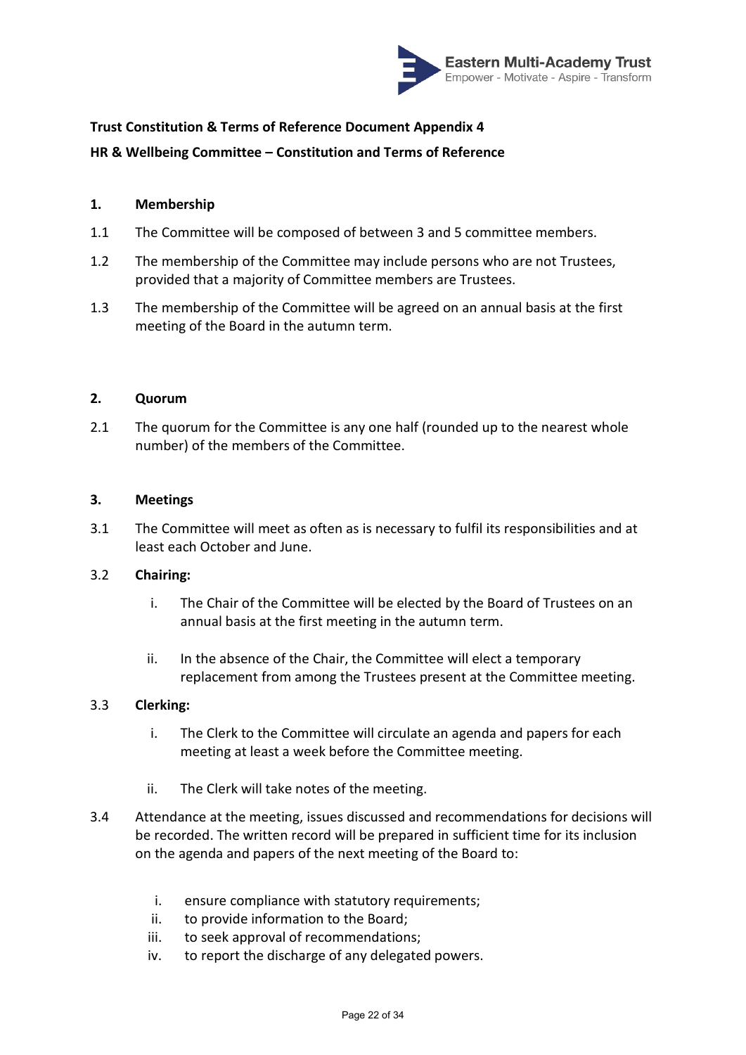**Trust Constitution & Terms of Reference Document Appendix 4**

**HR & Wellbeing Committee – Constitution and Terms of Reference**

**1. Membership**

1.1 The Committee will be composed of between 3 and 5 committee members.

1.2 The membership of the Committee may include persons who are not Trustees, provided that a majority of Committee members are Trustees.

1.3 The membership of the Committee will be agreed on an annual basis at the first meeting of the Board in the autumn term.

**2. Quorum**

2.1 The quorum for the Committee is any one half (rounded up to the nearest whole number) of the members of the Committee.

**3. Meetings**

3.1 The Committee will meet as often as is necessary to fulfil its responsibilities and at least each October and June.

3.2 **Chairing:**

i. The Chair of the Committee will be elected by the Board of Trustees on an annual basis at the first meeting in the autumn term.

ii. In the absence of the Chair, the Committee will elect a temporary replacement from among the Trustees present at the Committee meeting.

3.3 **Clerking:**

i. The Clerk to the Committee will circulate an agenda and papers for each meeting at least a week before the Committee meeting.

ii. The Clerk will take notes of the meeting.

3.4 Attendance at the meeting, issues discussed and recommendations for decisions will be recorded. The written record will be prepared in sufficient time for its inclusion on the agenda and papers of the next meeting of the Board to:

i. ensure compliance with statutory requirements;
ii. to provide information to the Board;
iii. to seek approval of recommendations;
iv. to report the discharge of any delegated powers.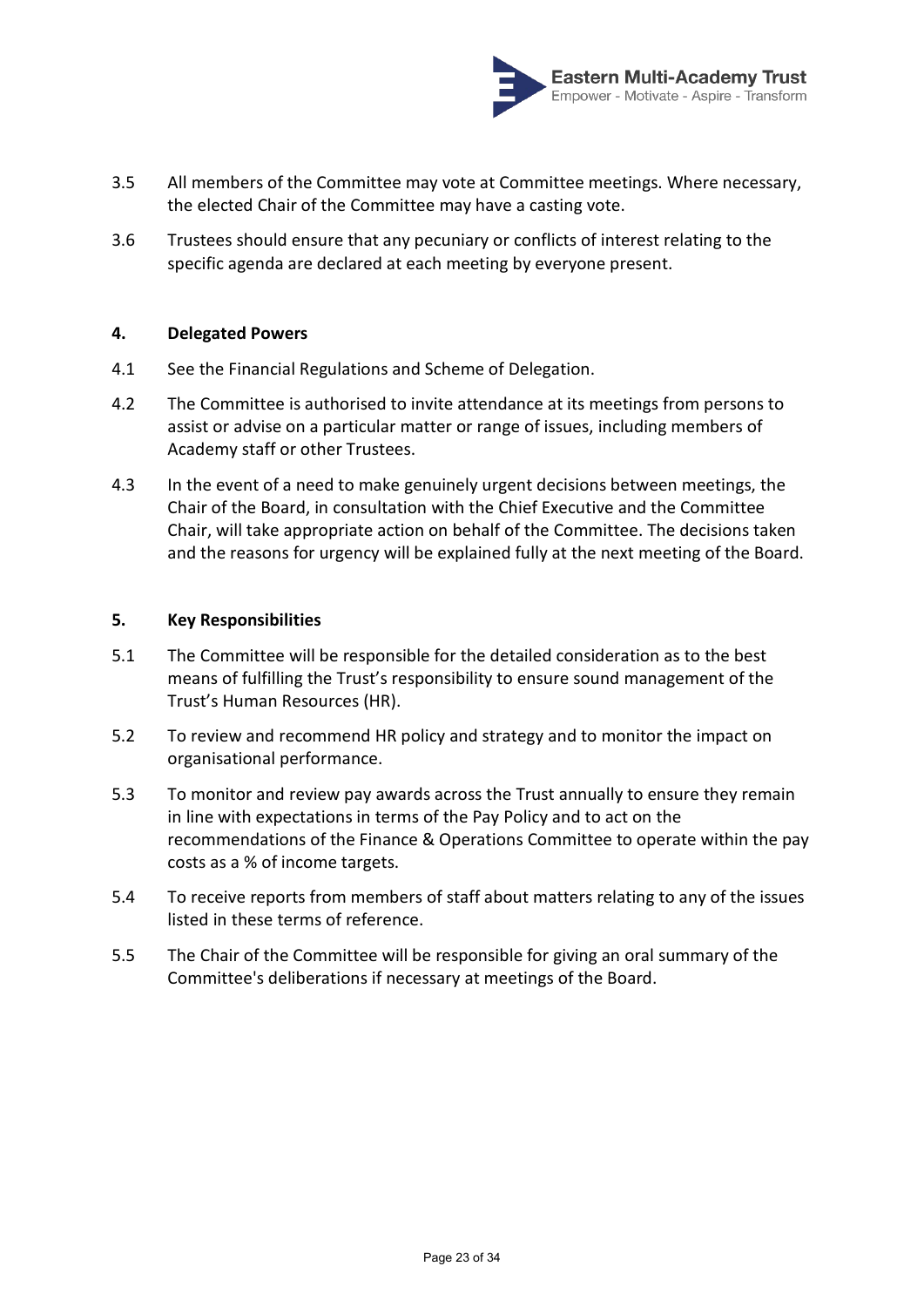3.5 All members of the Committee may vote at Committee meetings. Where necessary, the elected Chair of the Committee may have a casting vote.

3.6 Trustees should ensure that any pecuniary or conflicts of interest relating to the specific agenda are declared at each meeting by everyone present.

**4. Delegated Powers**

4.1 See the Financial Regulations and Scheme of Delegation.

4.2 The Committee is authorised to invite attendance at its meetings from persons to assist or advise on a particular matter or range of issues, including members of Academy staff or other Trustees.

4.3 In the event of a need to make genuinely urgent decisions between meetings, the Chair of the Board, in consultation with the Chief Executive and the Committee Chair, will take appropriate action on behalf of the Committee. The decisions taken and the reasons for urgency will be explained fully at the next meeting of the Board.

**5. Key Responsibilities**

5.1 The Committee will be responsible for the detailed consideration as to the best means of fulfilling the Trust's responsibility to ensure sound management of the Trust's Human Resources (HR).

5.2 To review and recommend HR policy and strategy and to monitor the impact on organisational performance.

5.3 To monitor and review pay awards across the Trust annually to ensure they remain in line with expectations in terms of the Pay Policy and to act on the recommendations of the Finance & Operations Committee to operate within the pay costs as a % of income targets.

5.4 To receive reports from members of staff about matters relating to any of the issues listed in these terms of reference.

5.5 The Chair of the Committee will be responsible for giving an oral summary of the Committee's deliberations if necessary at meetings of the Board.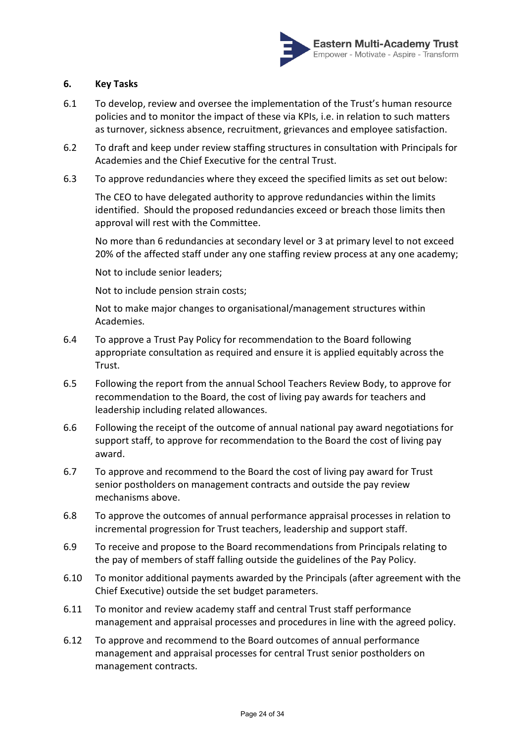### 6. Key Tasks

6.1 To develop, review and oversee the implementation of the Trust's human resource policies and to monitor the impact of these via KPIs, i.e. in relation to such matters as turnover, sickness absence, recruitment, grievances and employee satisfaction.

6.2 To draft and keep under review staffing structures in consultation with Principals for Academies and the Chief Executive for the central Trust.

6.3 To approve redundancies where they exceed the specified limits as set out below:

The CEO to have delegated authority to approve redundancies within the limits identified. Should the proposed redundancies exceed or breach those limits then approval will rest with the Committee.

No more than 6 redundancies at secondary level or 3 at primary level to not exceed 20% of the affected staff under any one staffing review process at any one academy;

Not to include senior leaders;

Not to include pension strain costs;

Not to make major changes to organisational/management structures within Academies.

6.4 To approve a Trust Pay Policy for recommendation to the Board following appropriate consultation as required and ensure it is applied equitably across the Trust.

6.5 Following the report from the annual School Teachers Review Body, to approve for recommendation to the Board, the cost of living pay awards for teachers and leadership including related allowances.

6.6 Following the receipt of the outcome of annual national pay award negotiations for support staff, to approve for recommendation to the Board the cost of living pay award.

6.7 To approve and recommend to the Board the cost of living pay award for Trust senior postholders on management contracts and outside the pay review mechanisms above.

6.8 To approve the outcomes of annual performance appraisal processes in relation to incremental progression for Trust teachers, leadership and support staff.

6.9 To receive and propose to the Board recommendations from Principals relating to the pay of members of staff falling outside the guidelines of the Pay Policy.

6.10 To monitor additional payments awarded by the Principals (after agreement with the Chief Executive) outside the set budget parameters.

6.11 To monitor and review academy staff and central Trust staff performance management and appraisal processes and procedures in line with the agreed policy.

6.12 To approve and recommend to the Board outcomes of annual performance management and appraisal processes for central Trust senior postholders on management contracts.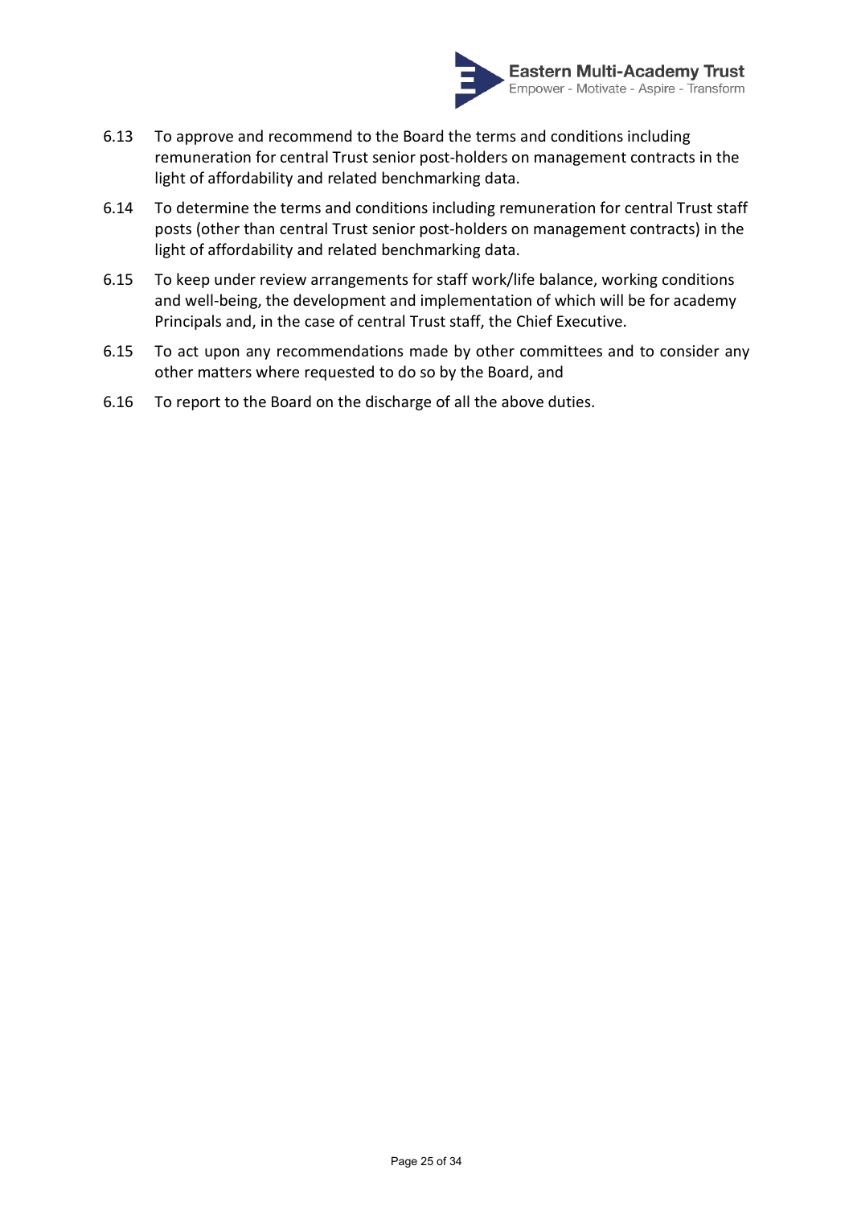6.13 To approve and recommend to the Board the terms and conditions including remuneration for central Trust senior post-holders on management contracts in the light of affordability and related benchmarking data.

6.14 To determine the terms and conditions including remuneration for central Trust staff posts (other than central Trust senior post-holders on management contracts) in the light of affordability and related benchmarking data.

6.15 To keep under review arrangements for staff work/life balance, working conditions and well-being, the development and implementation of which will be for academy Principals and, in the case of central Trust staff, the Chief Executive.

6.15 To act upon any recommendations made by other committees and to consider any other matters where requested to do so by the Board, and

6.16 To report to the Board on the discharge of all the above duties.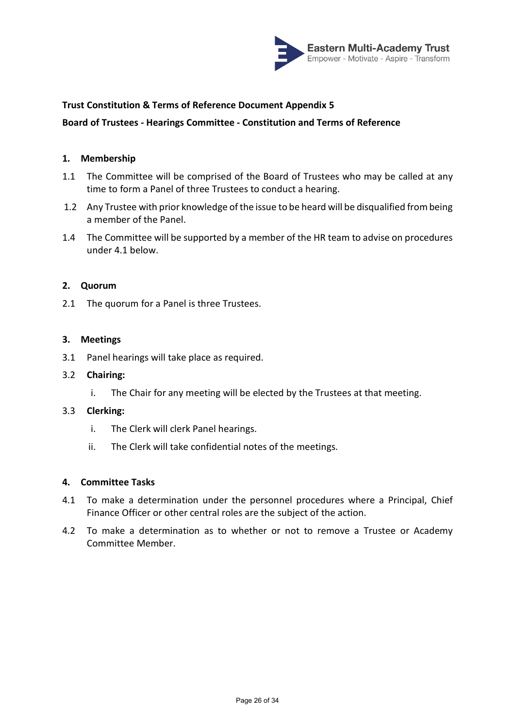**Trust Constitution & Terms of Reference Document Appendix 5**

**Board of Trustees - Hearings Committee - Constitution and Terms of Reference**

**1. Membership**

1.1 The Committee will be comprised of the Board of Trustees who may be called at any time to form a Panel of three Trustees to conduct a hearing.

1.2 Any Trustee with prior knowledge of the issue to be heard will be disqualified from being a member of the Panel.

1.4 The Committee will be supported by a member of the HR team to advise on procedures under 4.1 below.

**2. Quorum**

2.1 The quorum for a Panel is three Trustees.

**3. Meetings**

3.1 Panel hearings will take place as required.

3.2 **Chairing:**

i. The Chair for any meeting will be elected by the Trustees at that meeting.

3.3 **Clerking:**

i. The Clerk will clerk Panel hearings.

ii. The Clerk will take confidential notes of the meetings.

**4. Committee Tasks**

4.1 To make a determination under the personnel procedures where a Principal, Chief Finance Officer or other central roles are the subject of the action.

4.2 To make a determination as to whether or not to remove a Trustee or Academy Committee Member.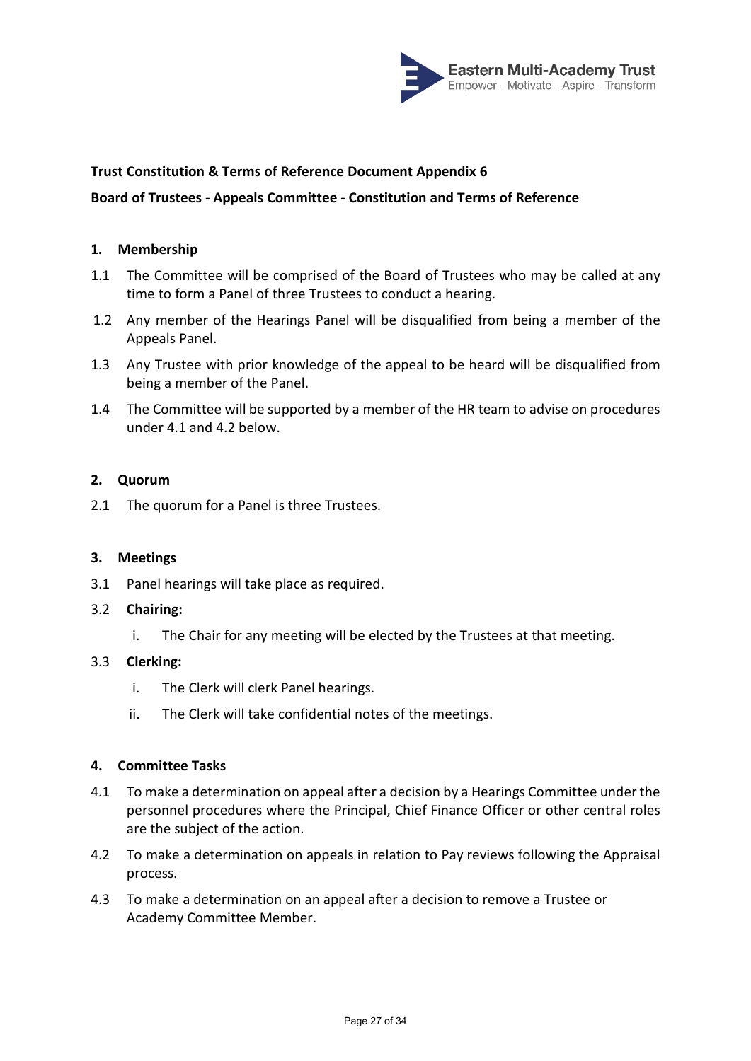**Trust Constitution & Terms of Reference Document Appendix 6**

**Board of Trustees - Appeals Committee - Constitution and Terms of Reference**

## 1. Membership

1.1 The Committee will be comprised of the Board of Trustees who may be called at any time to form a Panel of three Trustees to conduct a hearing.

1.2 Any member of the Hearings Panel will be disqualified from being a member of the Appeals Panel.

1.3 Any Trustee with prior knowledge of the appeal to be heard will be disqualified from being a member of the Panel.

1.4 The Committee will be supported by a member of the HR team to advise on procedures under 4.1 and 4.2 below.

## 2. Quorum

2.1 The quorum for a Panel is three Trustees.

## 3. Meetings

3.1 Panel hearings will take place as required.

3.2 **Chairing:**

i. The Chair for any meeting will be elected by the Trustees at that meeting.

3.3 **Clerking:**

i. The Clerk will clerk Panel hearings.

ii. The Clerk will take confidential notes of the meetings.

## 4. Committee Tasks

4.1 To make a determination on appeal after a decision by a Hearings Committee under the personnel procedures where the Principal, Chief Finance Officer or other central roles are the subject of the action.

4.2 To make a determination on appeals in relation to Pay reviews following the Appraisal process.

4.3 To make a determination on an appeal after a decision to remove a Trustee or Academy Committee Member.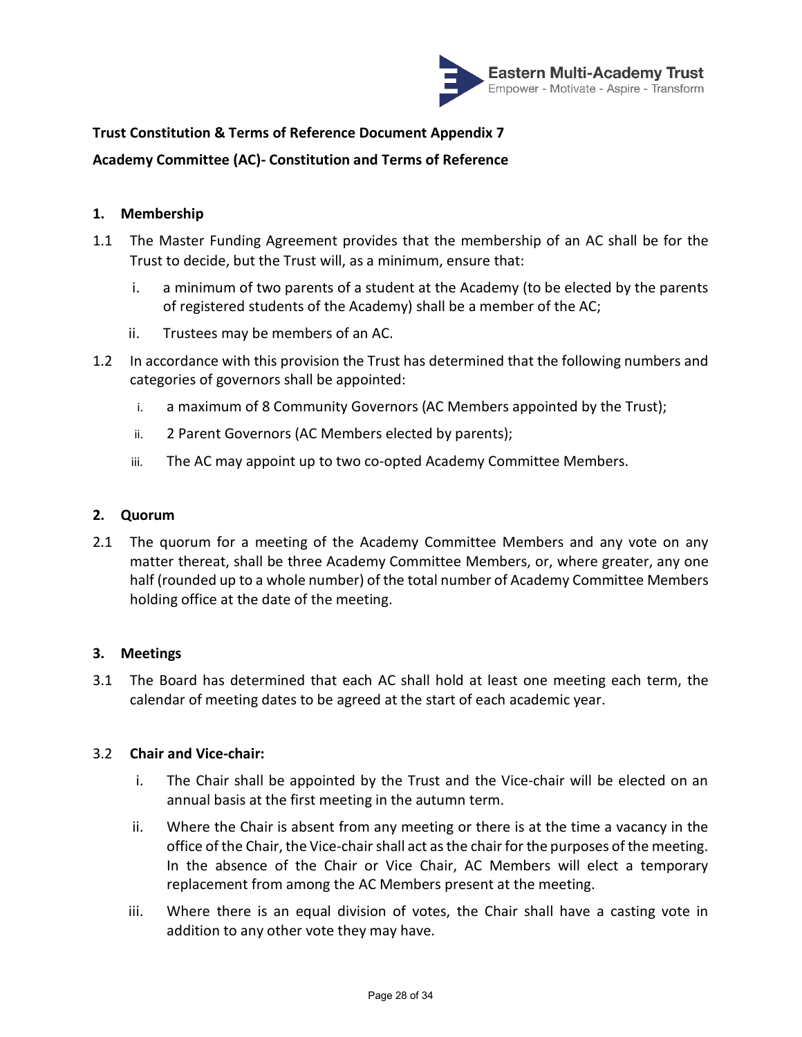**Trust Constitution & Terms of Reference Document Appendix 7**

**Academy Committee (AC)- Constitution and Terms of Reference**

## 1. Membership

1.1 The Master Funding Agreement provides that the membership of an AC shall be for the Trust to decide, but the Trust will, as a minimum, ensure that:

i. a minimum of two parents of a student at the Academy (to be elected by the parents of registered students of the Academy) shall be a member of the AC;

ii. Trustees may be members of an AC.

1.2 In accordance with this provision the Trust has determined that the following numbers and categories of governors shall be appointed:

i. a maximum of 8 Community Governors (AC Members appointed by the Trust);

ii. 2 Parent Governors (AC Members elected by parents);

iii. The AC may appoint up to two co-opted Academy Committee Members.

## 2. Quorum

2.1 The quorum for a meeting of the Academy Committee Members and any vote on any matter thereat, shall be three Academy Committee Members, or, where greater, any one half (rounded up to a whole number) of the total number of Academy Committee Members holding office at the date of the meeting.

## 3. Meetings

3.1 The Board has determined that each AC shall hold at least one meeting each term, the calendar of meeting dates to be agreed at the start of each academic year.

3.2 **Chair and Vice-chair:**

i. The Chair shall be appointed by the Trust and the Vice-chair will be elected on an annual basis at the first meeting in the autumn term.

ii. Where the Chair is absent from any meeting or there is at the time a vacancy in the office of the Chair, the Vice-chair shall act as the chair for the purposes of the meeting. In the absence of the Chair or Vice Chair, AC Members will elect a temporary replacement from among the AC Members present at the meeting.

iii. Where there is an equal division of votes, the Chair shall have a casting vote in addition to any other vote they may have.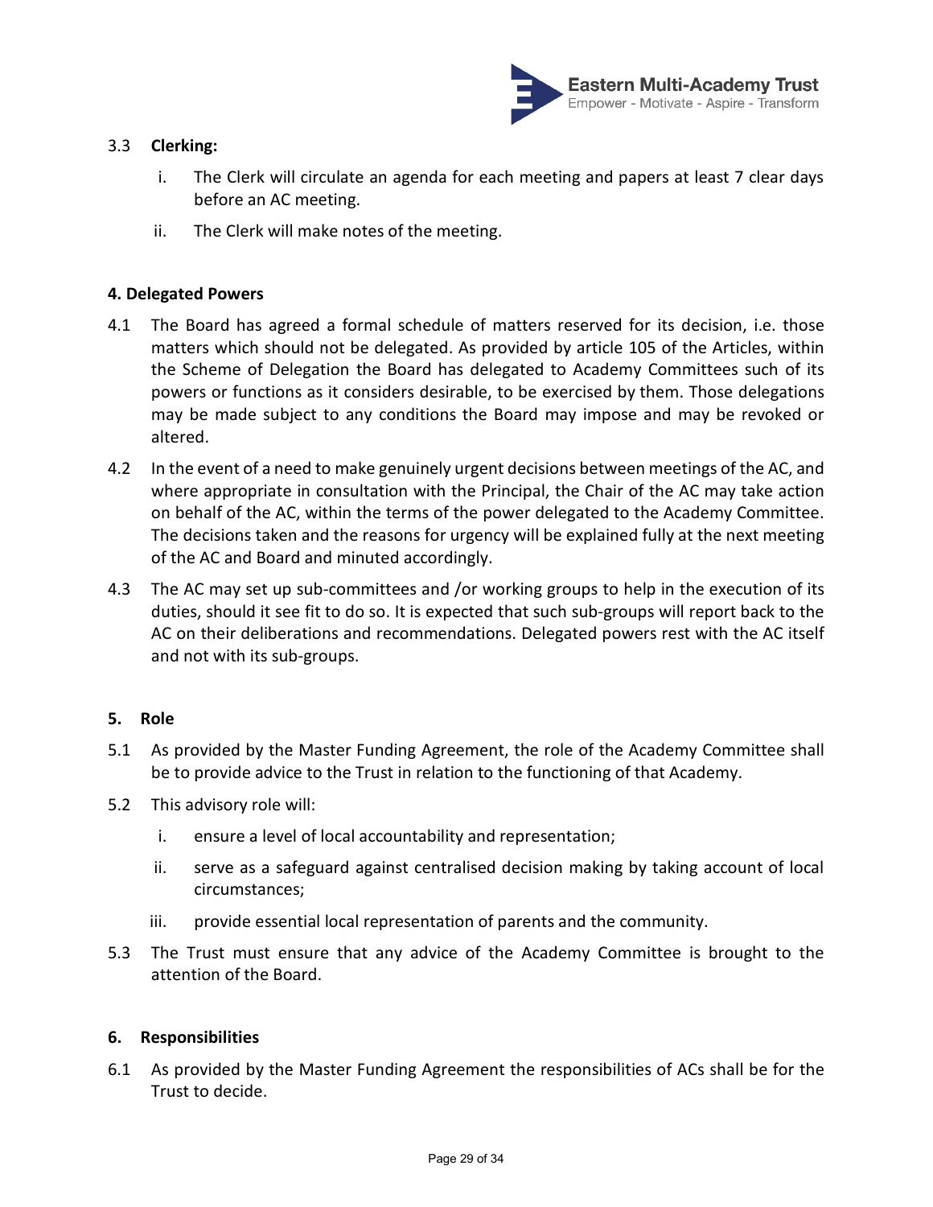### 3.3 **Clerking:**

i. The Clerk will circulate an agenda for each meeting and papers at least 7 clear days before an AC meeting.

ii. The Clerk will make notes of the meeting.

## 4. Delegated Powers

4.1 The Board has agreed a formal schedule of matters reserved for its decision, i.e. those matters which should not be delegated. As provided by article 105 of the Articles, within the Scheme of Delegation the Board has delegated to Academy Committees such of its powers or functions as it considers desirable, to be exercised by them. Those delegations may be made subject to any conditions the Board may impose and may be revoked or altered.

4.2 In the event of a need to make genuinely urgent decisions between meetings of the AC, and where appropriate in consultation with the Principal, the Chair of the AC may take action on behalf of the AC, within the terms of the power delegated to the Academy Committee. The decisions taken and the reasons for urgency will be explained fully at the next meeting of the AC and Board and minuted accordingly.

4.3 The AC may set up sub-committees and /or working groups to help in the execution of its duties, should it see fit to do so. It is expected that such sub-groups will report back to the AC on their deliberations and recommendations. Delegated powers rest with the AC itself and not with its sub-groups.

## 5. Role

5.1 As provided by the Master Funding Agreement, the role of the Academy Committee shall be to provide advice to the Trust in relation to the functioning of that Academy.

5.2 This advisory role will:

i. ensure a level of local accountability and representation;

ii. serve as a safeguard against centralised decision making by taking account of local circumstances;

iii. provide essential local representation of parents and the community.

5.3 The Trust must ensure that any advice of the Academy Committee is brought to the attention of the Board.

## 6. Responsibilities

6.1 As provided by the Master Funding Agreement the responsibilities of ACs shall be for the Trust to decide.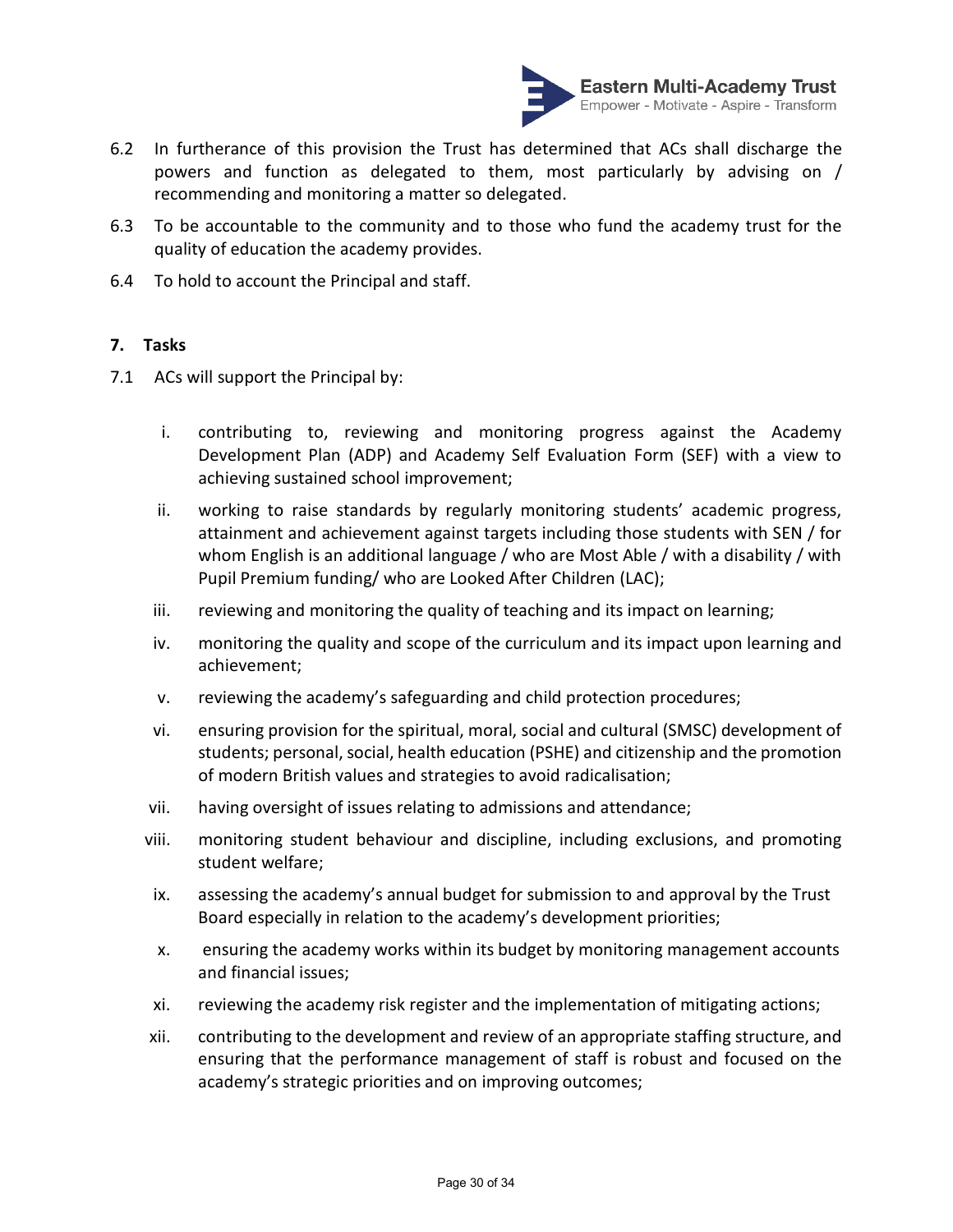6.2 In furtherance of this provision the Trust has determined that ACs shall discharge the powers and function as delegated to them, most particularly by advising on / recommending and monitoring a matter so delegated.

6.3 To be accountable to the community and to those who fund the academy trust for the quality of education the academy provides.

6.4 To hold to account the Principal and staff.

## 7. Tasks

7.1 ACs will support the Principal by:

i. contributing to, reviewing and monitoring progress against the Academy Development Plan (ADP) and Academy Self Evaluation Form (SEF) with a view to achieving sustained school improvement;

ii. working to raise standards by regularly monitoring students' academic progress, attainment and achievement against targets including those students with SEN / for whom English is an additional language / who are Most Able / with a disability / with Pupil Premium funding/ who are Looked After Children (LAC);

iii. reviewing and monitoring the quality of teaching and its impact on learning;

iv. monitoring the quality and scope of the curriculum and its impact upon learning and achievement;

v. reviewing the academy's safeguarding and child protection procedures;

vi. ensuring provision for the spiritual, moral, social and cultural (SMSC) development of students; personal, social, health education (PSHE) and citizenship and the promotion of modern British values and strategies to avoid radicalisation;

vii. having oversight of issues relating to admissions and attendance;

viii. monitoring student behaviour and discipline, including exclusions, and promoting student welfare;

ix. assessing the academy's annual budget for submission to and approval by the Trust Board especially in relation to the academy's development priorities;

x. ensuring the academy works within its budget by monitoring management accounts and financial issues;

xi. reviewing the academy risk register and the implementation of mitigating actions;

xii. contributing to the development and review of an appropriate staffing structure, and ensuring that the performance management of staff is robust and focused on the academy's strategic priorities and on improving outcomes;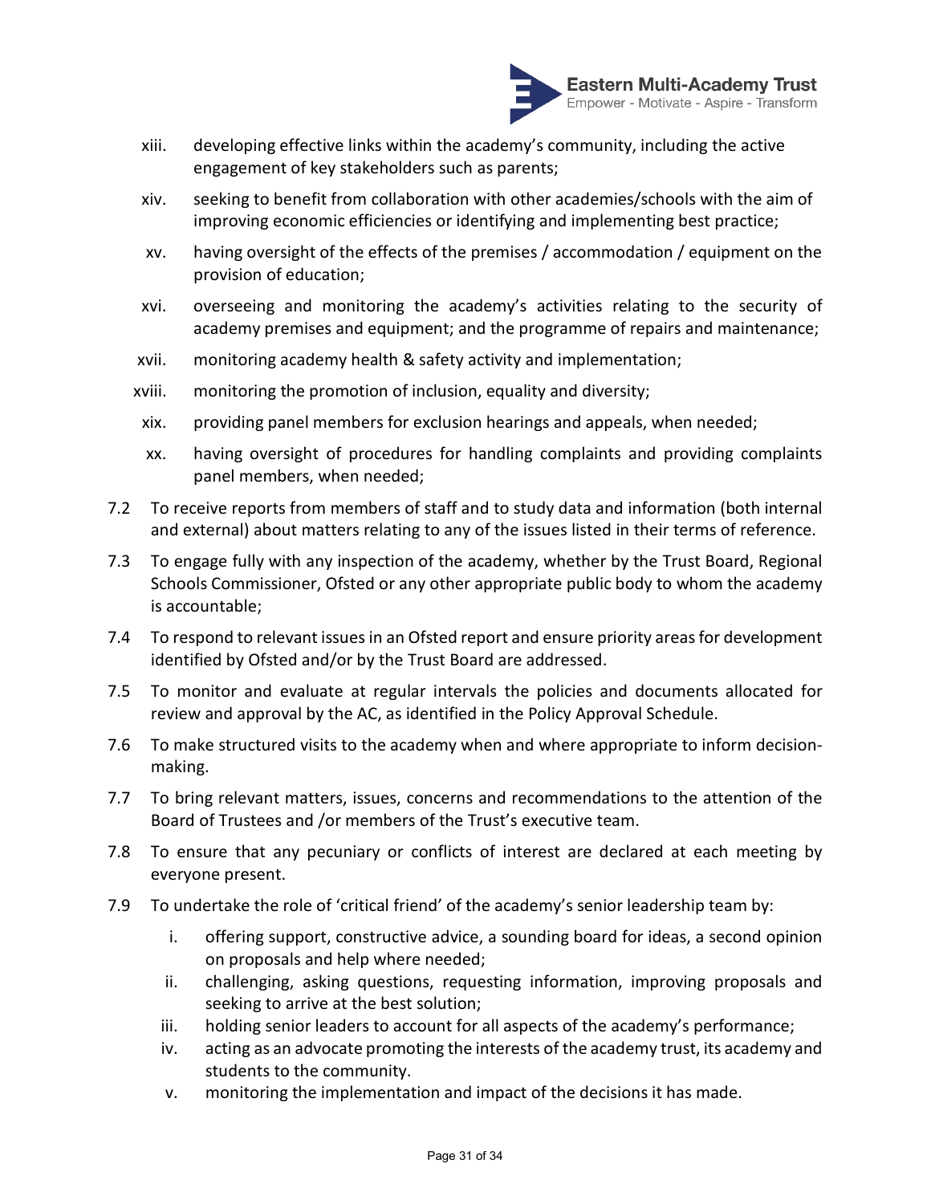xiii. developing effective links within the academy's community, including the active engagement of key stakeholders such as parents;

xiv. seeking to benefit from collaboration with other academies/schools with the aim of improving economic efficiencies or identifying and implementing best practice;

xv. having oversight of the effects of the premises / accommodation / equipment on the provision of education;

xvi. overseeing and monitoring the academy's activities relating to the security of academy premises and equipment; and the programme of repairs and maintenance;

xvii. monitoring academy health & safety activity and implementation;

xviii. monitoring the promotion of inclusion, equality and diversity;

xix. providing panel members for exclusion hearings and appeals, when needed;

xx. having oversight of procedures for handling complaints and providing complaints panel members, when needed;

7.2 To receive reports from members of staff and to study data and information (both internal and external) about matters relating to any of the issues listed in their terms of reference.

7.3 To engage fully with any inspection of the academy, whether by the Trust Board, Regional Schools Commissioner, Ofsted or any other appropriate public body to whom the academy is accountable;

7.4 To respond to relevant issues in an Ofsted report and ensure priority areas for development identified by Ofsted and/or by the Trust Board are addressed.

7.5 To monitor and evaluate at regular intervals the policies and documents allocated for review and approval by the AC, as identified in the Policy Approval Schedule.

7.6 To make structured visits to the academy when and where appropriate to inform decision-making.

7.7 To bring relevant matters, issues, concerns and recommendations to the attention of the Board of Trustees and /or members of the Trust's executive team.

7.8 To ensure that any pecuniary or conflicts of interest are declared at each meeting by everyone present.

7.9 To undertake the role of 'critical friend' of the academy's senior leadership team by:

i. offering support, constructive advice, a sounding board for ideas, a second opinion on proposals and help where needed;
ii. challenging, asking questions, requesting information, improving proposals and seeking to arrive at the best solution;
iii. holding senior leaders to account for all aspects of the academy's performance;
iv. acting as an advocate promoting the interests of the academy trust, its academy and students to the community.
v. monitoring the implementation and impact of the decisions it has made.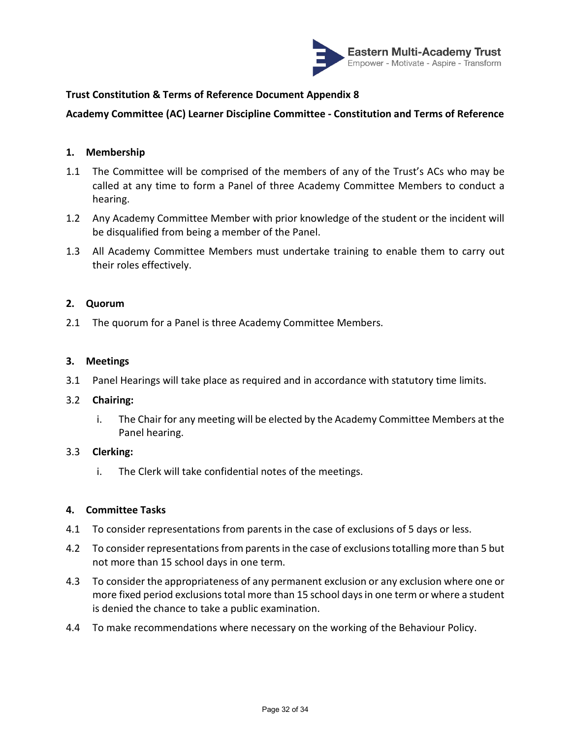**Trust Constitution & Terms of Reference Document Appendix 8**

**Academy Committee (AC) Learner Discipline Committee - Constitution and Terms of Reference**

## 1. Membership

1.1 The Committee will be comprised of the members of any of the Trust's ACs who may be called at any time to form a Panel of three Academy Committee Members to conduct a hearing.

1.2 Any Academy Committee Member with prior knowledge of the student or the incident will be disqualified from being a member of the Panel.

1.3 All Academy Committee Members must undertake training to enable them to carry out their roles effectively.

## 2. Quorum

2.1 The quorum for a Panel is three Academy Committee Members.

## 3. Meetings

3.1 Panel Hearings will take place as required and in accordance with statutory time limits.

3.2 **Chairing:**

i. The Chair for any meeting will be elected by the Academy Committee Members at the Panel hearing.

3.3 **Clerking:**

i. The Clerk will take confidential notes of the meetings.

## 4. Committee Tasks

4.1 To consider representations from parents in the case of exclusions of 5 days or less.

4.2 To consider representations from parents in the case of exclusions totalling more than 5 but not more than 15 school days in one term.

4.3 To consider the appropriateness of any permanent exclusion or any exclusion where one or more fixed period exclusions total more than 15 school days in one term or where a student is denied the chance to take a public examination.

4.4 To make recommendations where necessary on the working of the Behaviour Policy.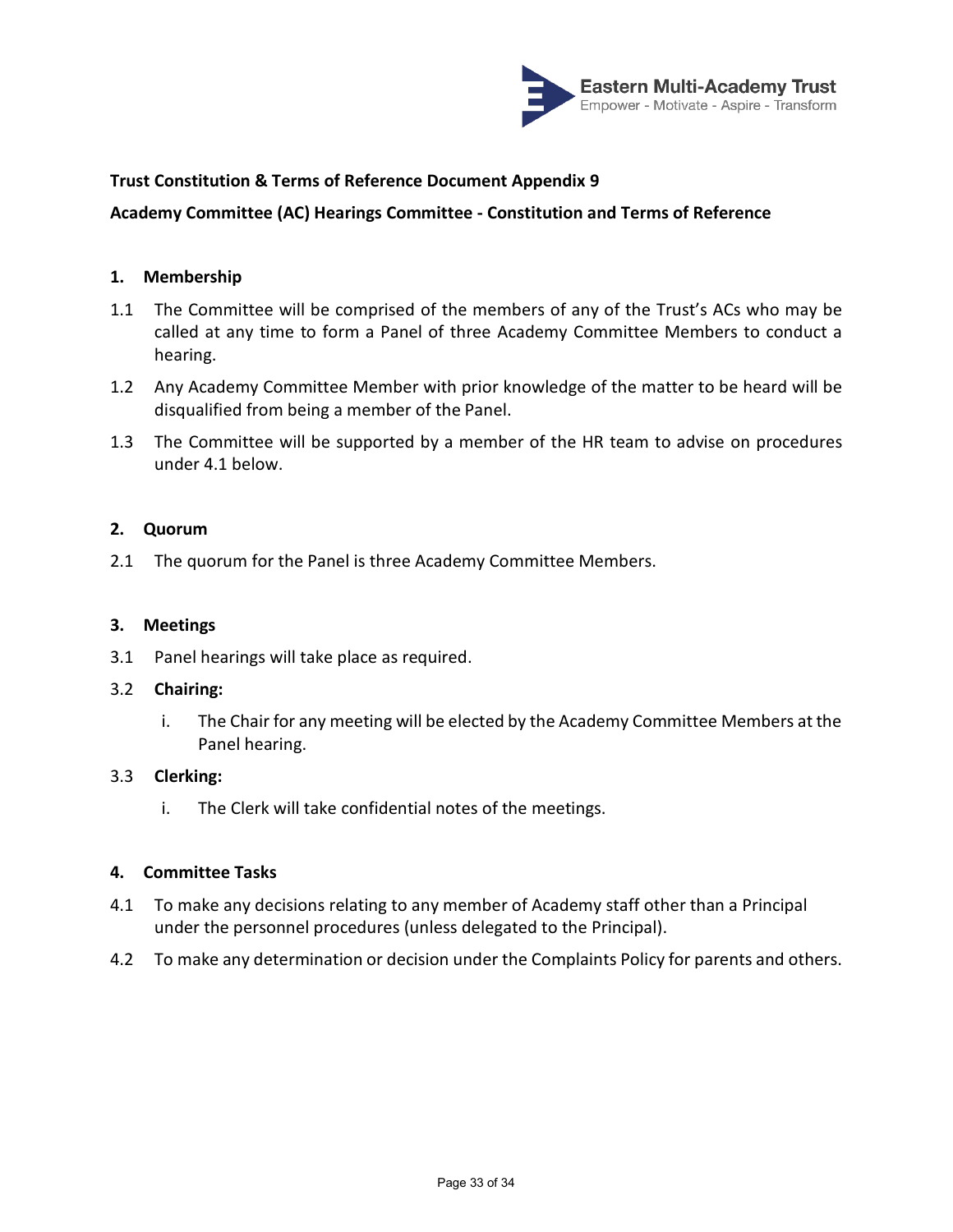**Trust Constitution & Terms of Reference Document Appendix 9**

**Academy Committee (AC) Hearings Committee - Constitution and Terms of Reference**

## 1. Membership

1.1 The Committee will be comprised of the members of any of the Trust's ACs who may be called at any time to form a Panel of three Academy Committee Members to conduct a hearing.

1.2 Any Academy Committee Member with prior knowledge of the matter to be heard will be disqualified from being a member of the Panel.

1.3 The Committee will be supported by a member of the HR team to advise on procedures under 4.1 below.

## 2. Quorum

2.1 The quorum for the Panel is three Academy Committee Members.

## 3. Meetings

3.1 Panel hearings will take place as required.

3.2 **Chairing:**

i. The Chair for any meeting will be elected by the Academy Committee Members at the Panel hearing.

3.3 **Clerking:**

i. The Clerk will take confidential notes of the meetings.

## 4. Committee Tasks

4.1 To make any decisions relating to any member of Academy staff other than a Principal under the personnel procedures (unless delegated to the Principal).

4.2 To make any determination or decision under the Complaints Policy for parents and others.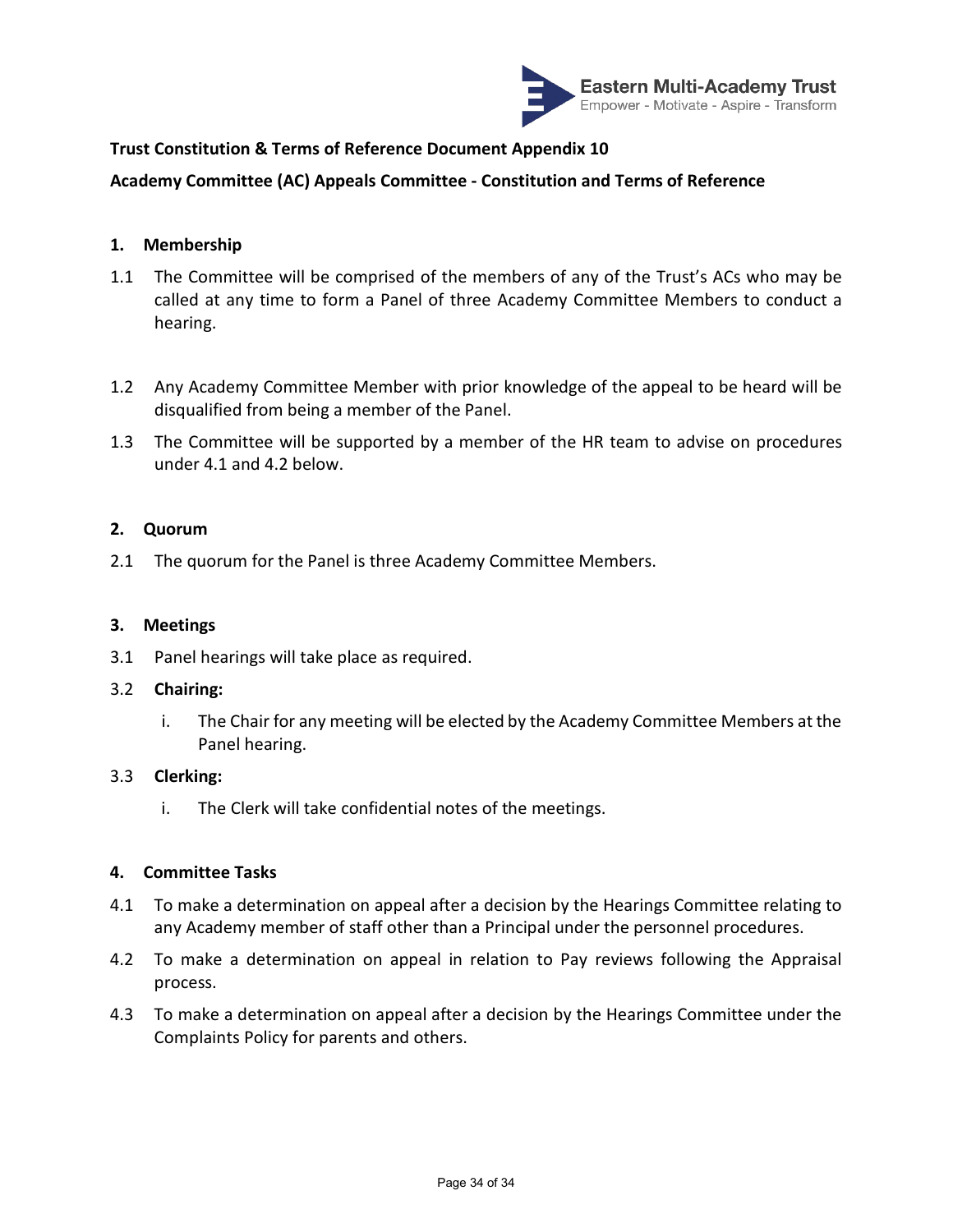**Trust Constitution & Terms of Reference Document Appendix 10**

**Academy Committee (AC) Appeals Committee - Constitution and Terms of Reference**

## 1. Membership

1.1 The Committee will be comprised of the members of any of the Trust's ACs who may be called at any time to form a Panel of three Academy Committee Members to conduct a hearing.

1.2 Any Academy Committee Member with prior knowledge of the appeal to be heard will be disqualified from being a member of the Panel.

1.3 The Committee will be supported by a member of the HR team to advise on procedures under 4.1 and 4.2 below.

## 2. Quorum

2.1 The quorum for the Panel is three Academy Committee Members.

## 3. Meetings

3.1 Panel hearings will take place as required.

3.2 **Chairing:**

i. The Chair for any meeting will be elected by the Academy Committee Members at the Panel hearing.

3.3 **Clerking:**

i. The Clerk will take confidential notes of the meetings.

## 4. Committee Tasks

4.1 To make a determination on appeal after a decision by the Hearings Committee relating to any Academy member of staff other than a Principal under the personnel procedures.

4.2 To make a determination on appeal in relation to Pay reviews following the Appraisal process.

4.3 To make a determination on appeal after a decision by the Hearings Committee under the Complaints Policy for parents and others.